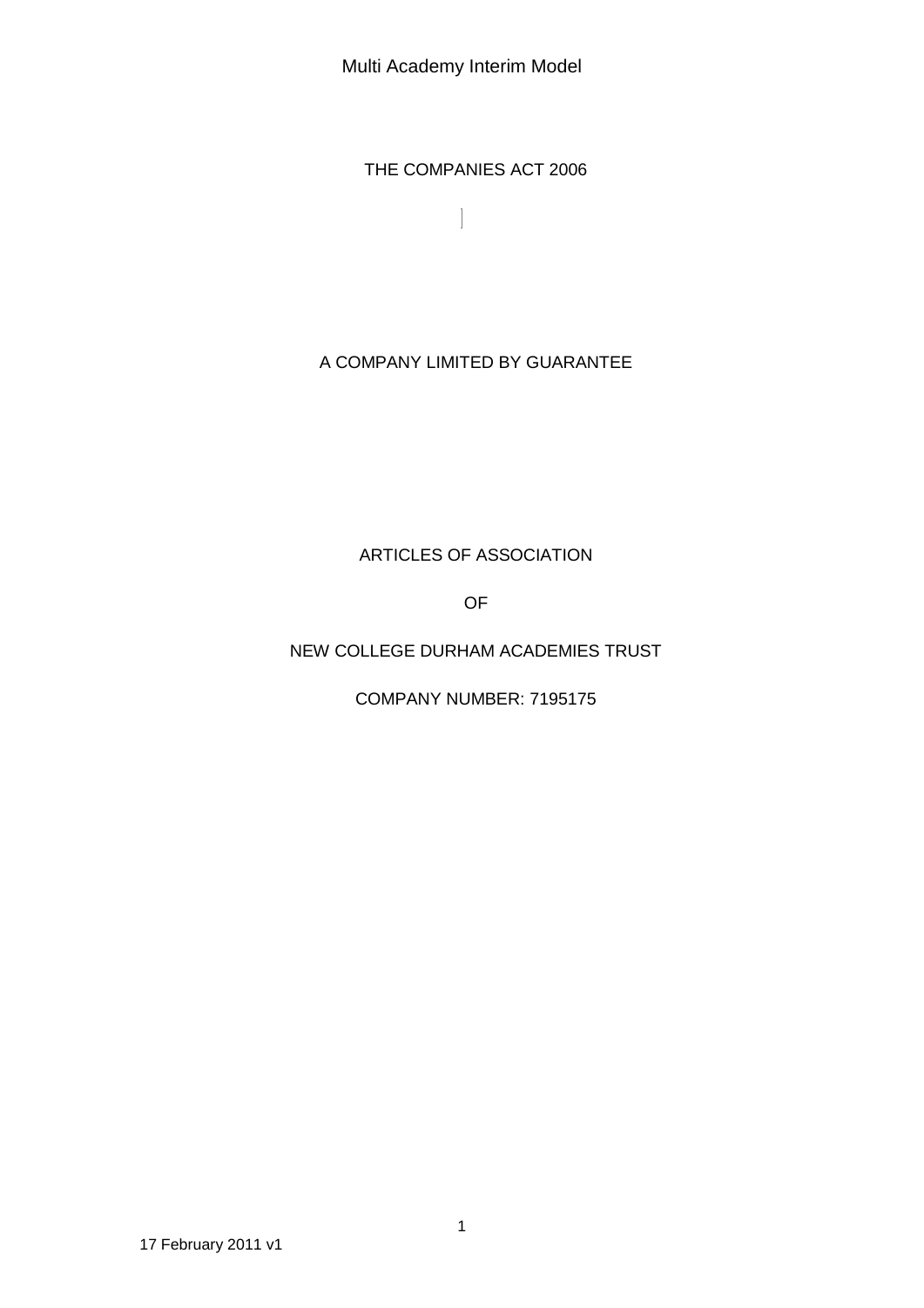THE COMPANIES ACT 2006

A COMPANY LIMITED BY GUARANTEE

ARTICLES OF ASSOCIATION

OF

NEW COLLEGE DURHAM ACADEMIES TRUST

COMPANY NUMBER: 7195175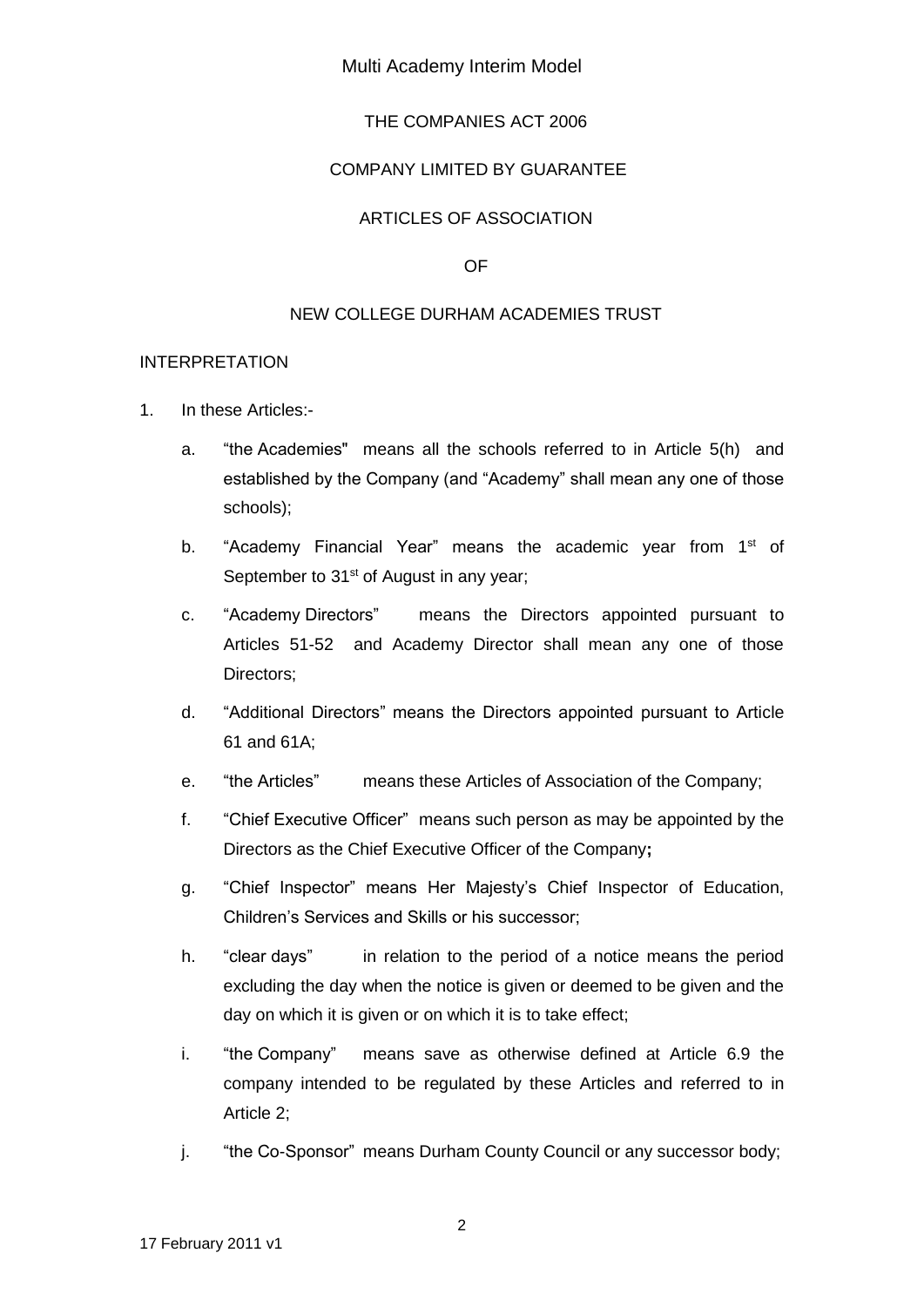THE COMPANIES ACT 2006

COMPANY LIMITED BY GUARANTEE

ARTICLES OF ASSOCIATION

OF

NEW COLLEGE DURHAM ACADEMIES TRUST

INTERPRETATION

1. In these Articles:-

   a. "the Academies" means all the schools referred to in Article 5(h) and established by the Company (and "Academy" shall mean any one of those schools);

   b. "Academy Financial Year" means the academic year from 1st of September to 31st of August in any year;

   c. "Academy Directors" means the Directors appointed pursuant to Articles 51-52 and Academy Director shall mean any one of those Directors;

   d. "Additional Directors" means the Directors appointed pursuant to Article 61 and 61A;

   e. "the Articles" means these Articles of Association of the Company;

   f. "Chief Executive Officer" means such person as may be appointed by the Directors as the Chief Executive Officer of the Company**;**

   g. "Chief Inspector" means Her Majesty's Chief Inspector of Education, Children's Services and Skills or his successor;

   h. "clear days" in relation to the period of a notice means the period excluding the day when the notice is given or deemed to be given and the day on which it is given or on which it is to take effect;

   i. "the Company" means save as otherwise defined at Article 6.9 the company intended to be regulated by these Articles and referred to in Article 2;

   j. "the Co-Sponsor" means Durham County Council or any successor body;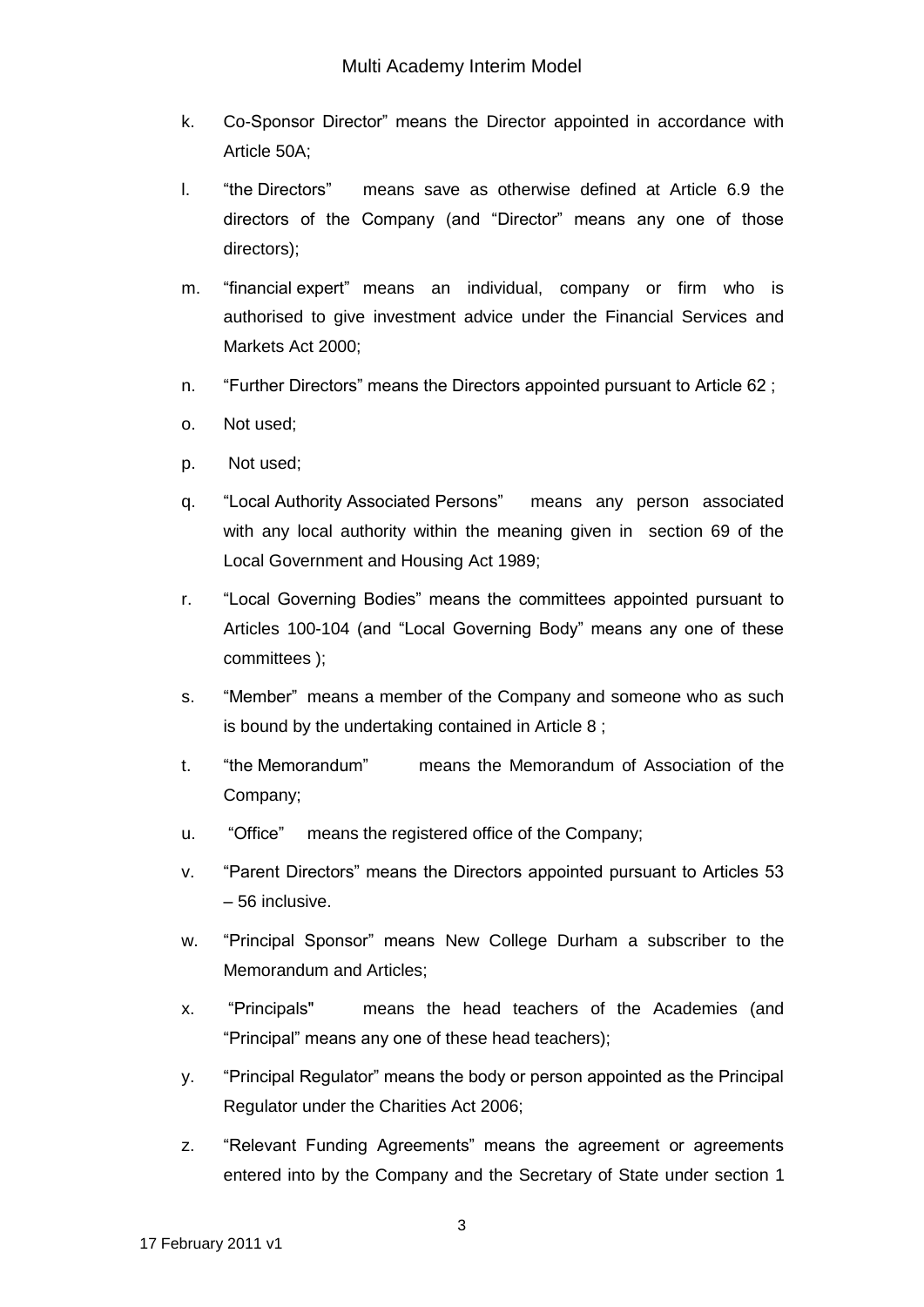k. Co-Sponsor Director" means the Director appointed in accordance with Article 50A;

l. "the Directors" means save as otherwise defined at Article 6.9 the directors of the Company (and "Director" means any one of those directors);

m. "financial expert" means an individual, company or firm who is authorised to give investment advice under the Financial Services and Markets Act 2000;

n. "Further Directors" means the Directors appointed pursuant to Article 62 ;

o. Not used;

p. Not used;

q. "Local Authority Associated Persons" means any person associated with any local authority within the meaning given in section 69 of the Local Government and Housing Act 1989;

r. "Local Governing Bodies" means the committees appointed pursuant to Articles 100-104 (and "Local Governing Body" means any one of these committees );

s. "Member" means a member of the Company and someone who as such is bound by the undertaking contained in Article 8 ;

t. "the Memorandum" means the Memorandum of Association of the Company;

u. "Office" means the registered office of the Company;

v. "Parent Directors" means the Directors appointed pursuant to Articles 53 – 56 inclusive.

w. "Principal Sponsor" means New College Durham a subscriber to the Memorandum and Articles;

x. "Principals" means the head teachers of the Academies (and "Principal" means any one of these head teachers);

y. "Principal Regulator" means the body or person appointed as the Principal Regulator under the Charities Act 2006;

z. "Relevant Funding Agreements" means the agreement or agreements entered into by the Company and the Secretary of State under section 1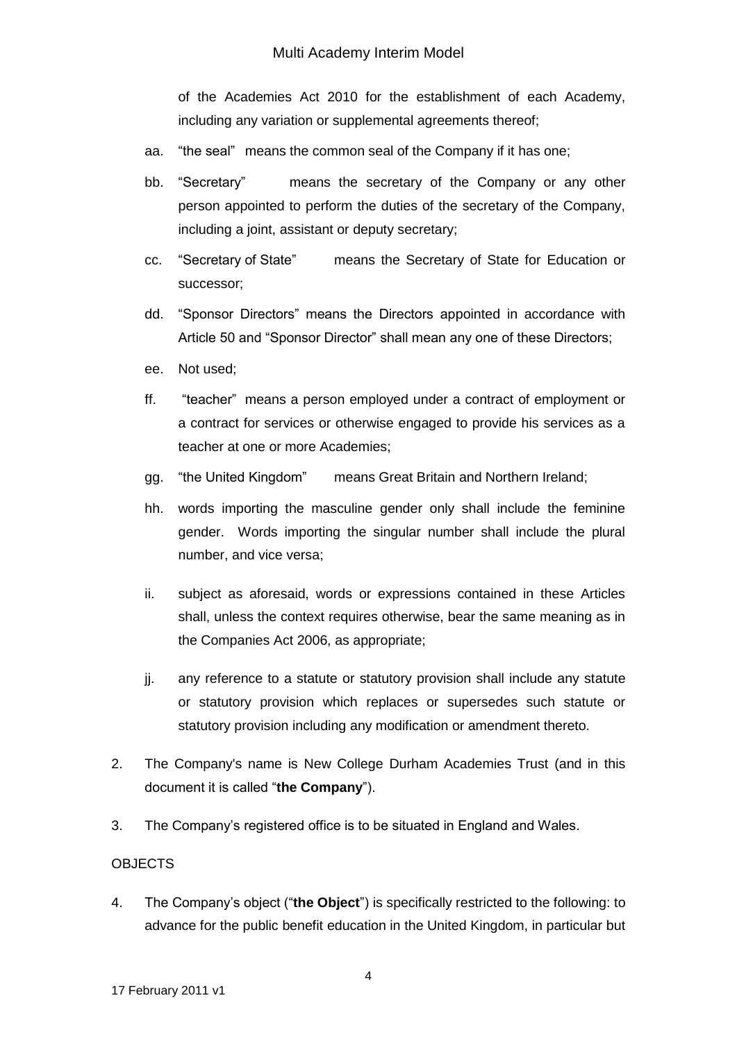of the Academies Act 2010 for the establishment of each Academy, including any variation or supplemental agreements thereof;

aa. "the seal" means the common seal of the Company if it has one;

bb. "Secretary" means the secretary of the Company or any other person appointed to perform the duties of the secretary of the Company, including a joint, assistant or deputy secretary;

cc. "Secretary of State" means the Secretary of State for Education or successor;

dd. "Sponsor Directors" means the Directors appointed in accordance with Article 50 and "Sponsor Director" shall mean any one of these Directors;

ee. Not used;

ff. "teacher" means a person employed under a contract of employment or a contract for services or otherwise engaged to provide his services as a teacher at one or more Academies;

gg. "the United Kingdom" means Great Britain and Northern Ireland;

hh. words importing the masculine gender only shall include the feminine gender. Words importing the singular number shall include the plural number, and vice versa;

ii. subject as aforesaid, words or expressions contained in these Articles shall, unless the context requires otherwise, bear the same meaning as in the Companies Act 2006, as appropriate;

jj. any reference to a statute or statutory provision shall include any statute or statutory provision which replaces or supersedes such statute or statutory provision including any modification or amendment thereto.

2. The Company's name is New College Durham Academies Trust (and in this document it is called "**the Company**").

3. The Company's registered office is to be situated in England and Wales.

OBJECTS

4. The Company's object ("**the Object**") is specifically restricted to the following: to advance for the public benefit education in the United Kingdom, in particular but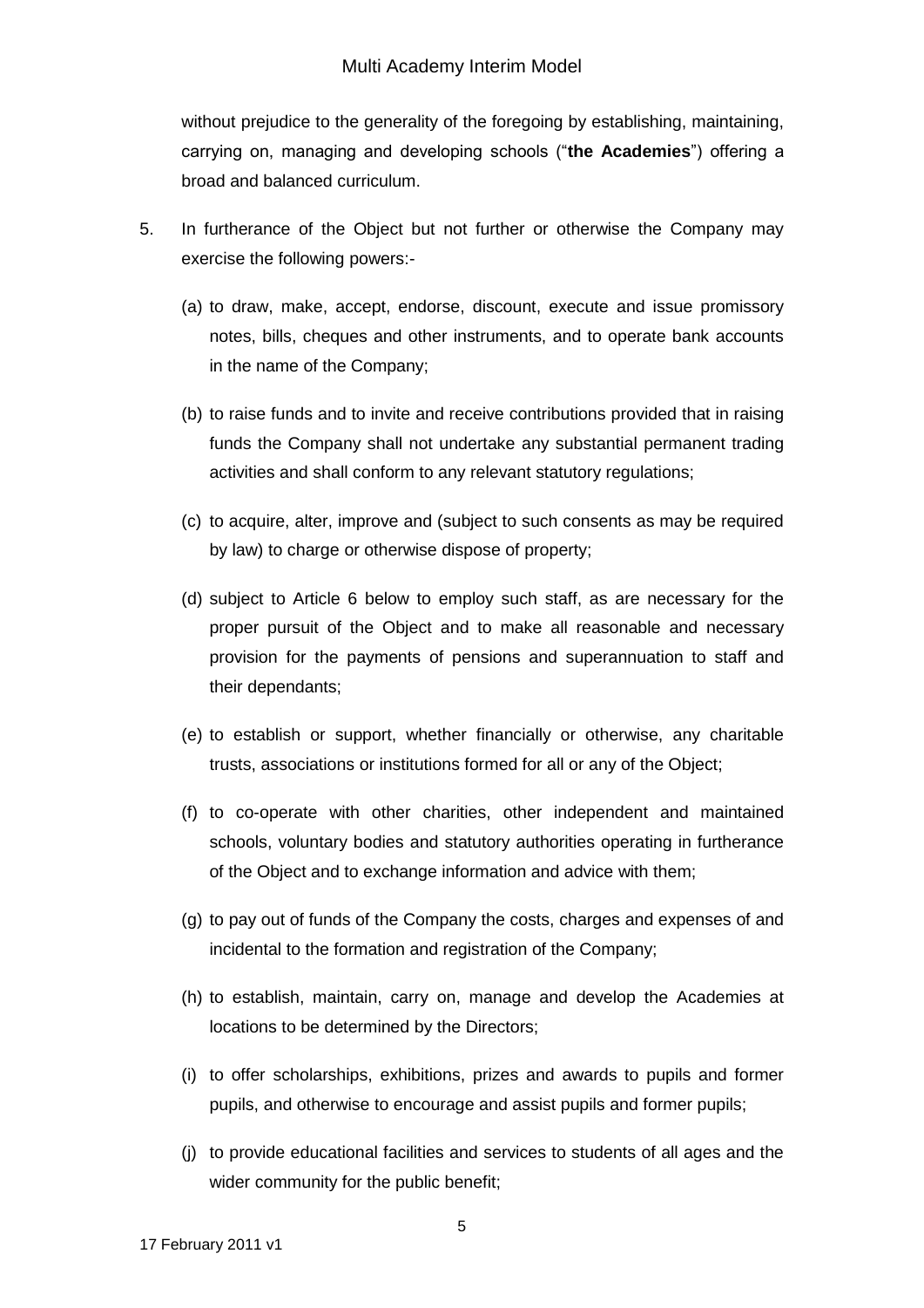without prejudice to the generality of the foregoing by establishing, maintaining, carrying on, managing and developing schools ("**the Academies**") offering a broad and balanced curriculum.

5. In furtherance of the Object but not further or otherwise the Company may exercise the following powers:-

   (a) to draw, make, accept, endorse, discount, execute and issue promissory notes, bills, cheques and other instruments, and to operate bank accounts in the name of the Company;

   (b) to raise funds and to invite and receive contributions provided that in raising funds the Company shall not undertake any substantial permanent trading activities and shall conform to any relevant statutory regulations;

   (c) to acquire, alter, improve and (subject to such consents as may be required by law) to charge or otherwise dispose of property;

   (d) subject to Article 6 below to employ such staff, as are necessary for the proper pursuit of the Object and to make all reasonable and necessary provision for the payments of pensions and superannuation to staff and their dependants;

   (e) to establish or support, whether financially or otherwise, any charitable trusts, associations or institutions formed for all or any of the Object;

   (f) to co-operate with other charities, other independent and maintained schools, voluntary bodies and statutory authorities operating in furtherance of the Object and to exchange information and advice with them;

   (g) to pay out of funds of the Company the costs, charges and expenses of and incidental to the formation and registration of the Company;

   (h) to establish, maintain, carry on, manage and develop the Academies at locations to be determined by the Directors;

   (i) to offer scholarships, exhibitions, prizes and awards to pupils and former pupils, and otherwise to encourage and assist pupils and former pupils;

   (j) to provide educational facilities and services to students of all ages and the wider community for the public benefit;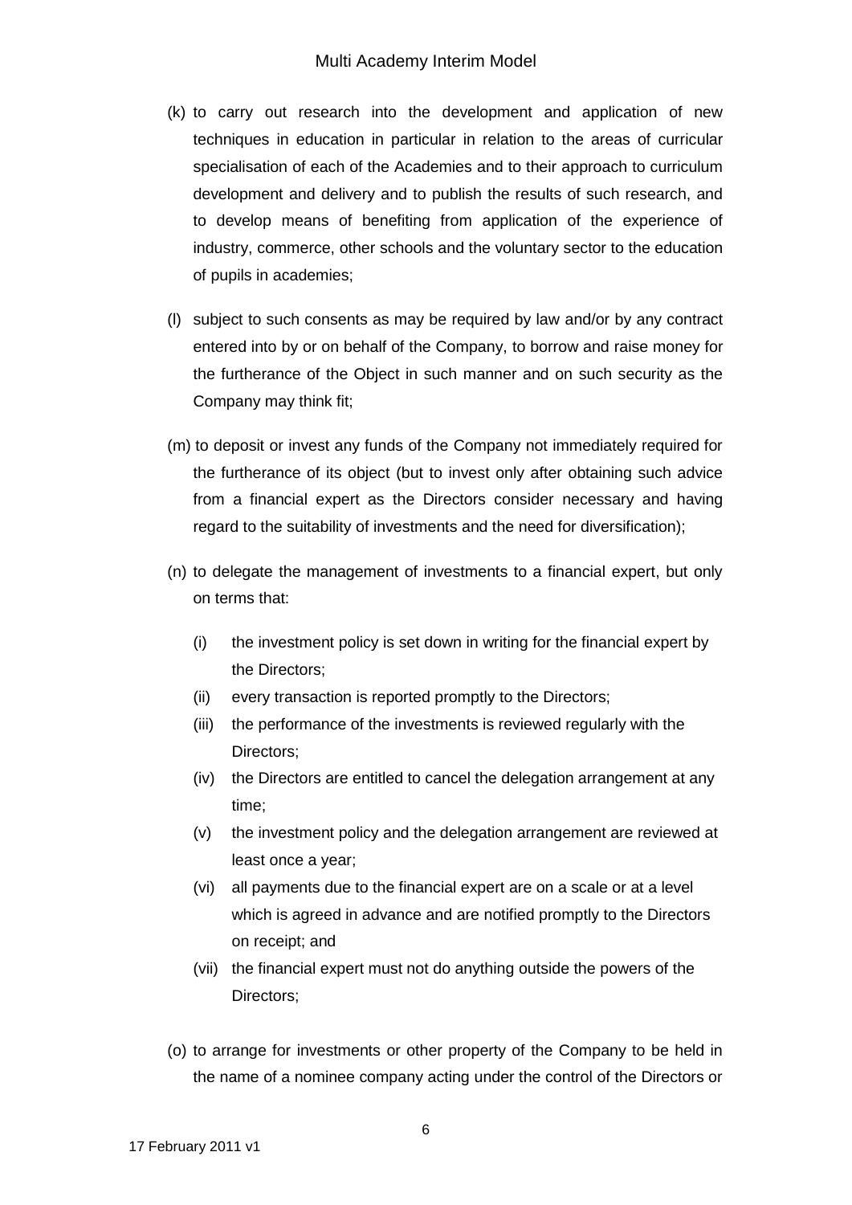(k) to carry out research into the development and application of new techniques in education in particular in relation to the areas of curricular specialisation of each of the Academies and to their approach to curriculum development and delivery and to publish the results of such research, and to develop means of benefiting from application of the experience of industry, commerce, other schools and the voluntary sector to the education of pupils in academies;

(l) subject to such consents as may be required by law and/or by any contract entered into by or on behalf of the Company, to borrow and raise money for the furtherance of the Object in such manner and on such security as the Company may think fit;

(m) to deposit or invest any funds of the Company not immediately required for the furtherance of its object (but to invest only after obtaining such advice from a financial expert as the Directors consider necessary and having regard to the suitability of investments and the need for diversification);

(n) to delegate the management of investments to a financial expert, but only on terms that:

   (i) the investment policy is set down in writing for the financial expert by the Directors;
   
   (ii) every transaction is reported promptly to the Directors;
   
   (iii) the performance of the investments is reviewed regularly with the Directors;
   
   (iv) the Directors are entitled to cancel the delegation arrangement at any time;
   
   (v) the investment policy and the delegation arrangement are reviewed at least once a year;
   
   (vi) all payments due to the financial expert are on a scale or at a level which is agreed in advance and are notified promptly to the Directors on receipt; and
   
   (vii) the financial expert must not do anything outside the powers of the Directors;

(o) to arrange for investments or other property of the Company to be held in the name of a nominee company acting under the control of the Directors or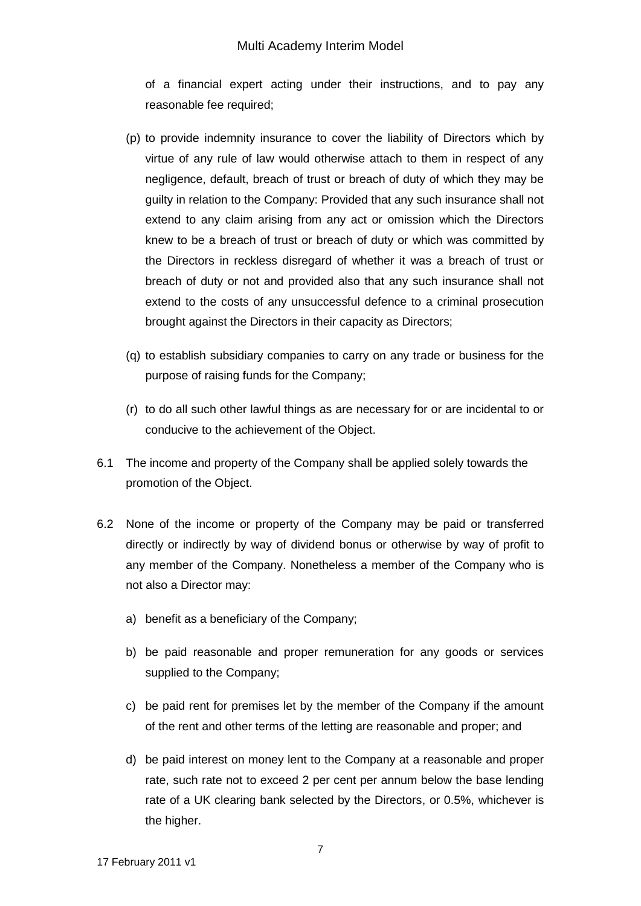of a financial expert acting under their instructions, and to pay any reasonable fee required;

(p) to provide indemnity insurance to cover the liability of Directors which by virtue of any rule of law would otherwise attach to them in respect of any negligence, default, breach of trust or breach of duty of which they may be guilty in relation to the Company: Provided that any such insurance shall not extend to any claim arising from any act or omission which the Directors knew to be a breach of trust or breach of duty or which was committed by the Directors in reckless disregard of whether it was a breach of trust or breach of duty or not and provided also that any such insurance shall not extend to the costs of any unsuccessful defence to a criminal prosecution brought against the Directors in their capacity as Directors;

(q) to establish subsidiary companies to carry on any trade or business for the purpose of raising funds for the Company;

(r) to do all such other lawful things as are necessary for or are incidental to or conducive to the achievement of the Object.

6.1 The income and property of the Company shall be applied solely towards the promotion of the Object.

6.2 None of the income or property of the Company may be paid or transferred directly or indirectly by way of dividend bonus or otherwise by way of profit to any member of the Company. Nonetheless a member of the Company who is not also a Director may:

a) benefit as a beneficiary of the Company;

b) be paid reasonable and proper remuneration for any goods or services supplied to the Company;

c) be paid rent for premises let by the member of the Company if the amount of the rent and other terms of the letting are reasonable and proper; and

d) be paid interest on money lent to the Company at a reasonable and proper rate, such rate not to exceed 2 per cent per annum below the base lending rate of a UK clearing bank selected by the Directors, or 0.5%, whichever is the higher.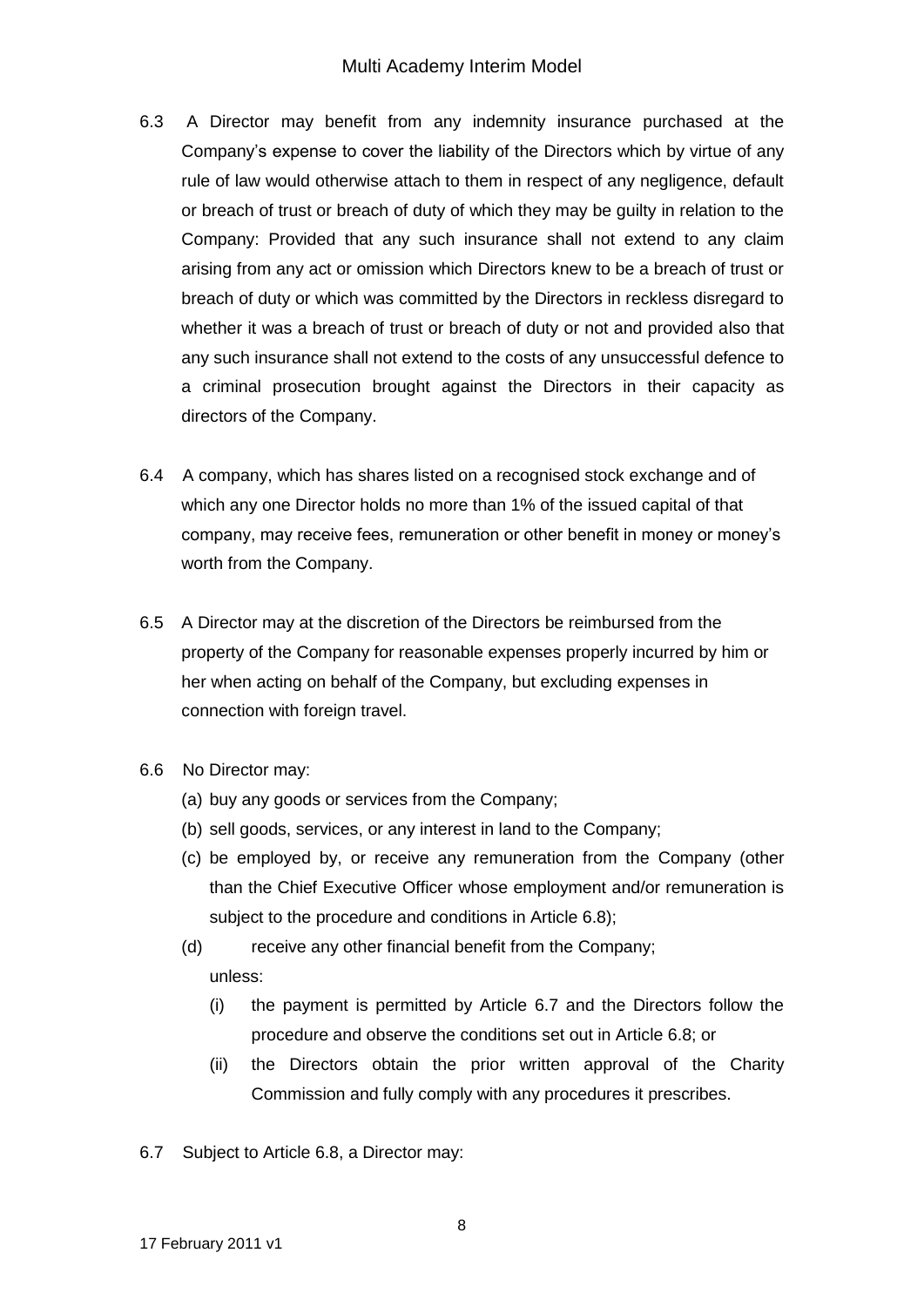6.3 A Director may benefit from any indemnity insurance purchased at the Company's expense to cover the liability of the Directors which by virtue of any rule of law would otherwise attach to them in respect of any negligence, default or breach of trust or breach of duty of which they may be guilty in relation to the Company: Provided that any such insurance shall not extend to any claim arising from any act or omission which Directors knew to be a breach of trust or breach of duty or which was committed by the Directors in reckless disregard to whether it was a breach of trust or breach of duty or not and provided also that any such insurance shall not extend to the costs of any unsuccessful defence to a criminal prosecution brought against the Directors in their capacity as directors of the Company.

6.4 A company, which has shares listed on a recognised stock exchange and of which any one Director holds no more than 1% of the issued capital of that company, may receive fees, remuneration or other benefit in money or money's worth from the Company.

6.5 A Director may at the discretion of the Directors be reimbursed from the property of the Company for reasonable expenses properly incurred by him or her when acting on behalf of the Company, but excluding expenses in connection with foreign travel.

6.6 No Director may:

(a) buy any goods or services from the Company;

(b) sell goods, services, or any interest in land to the Company;

(c) be employed by, or receive any remuneration from the Company (other than the Chief Executive Officer whose employment and/or remuneration is subject to the procedure and conditions in Article 6.8);

(d) receive any other financial benefit from the Company;

unless:

(i) the payment is permitted by Article 6.7 and the Directors follow the procedure and observe the conditions set out in Article 6.8; or

(ii) the Directors obtain the prior written approval of the Charity Commission and fully comply with any procedures it prescribes.

6.7 Subject to Article 6.8, a Director may: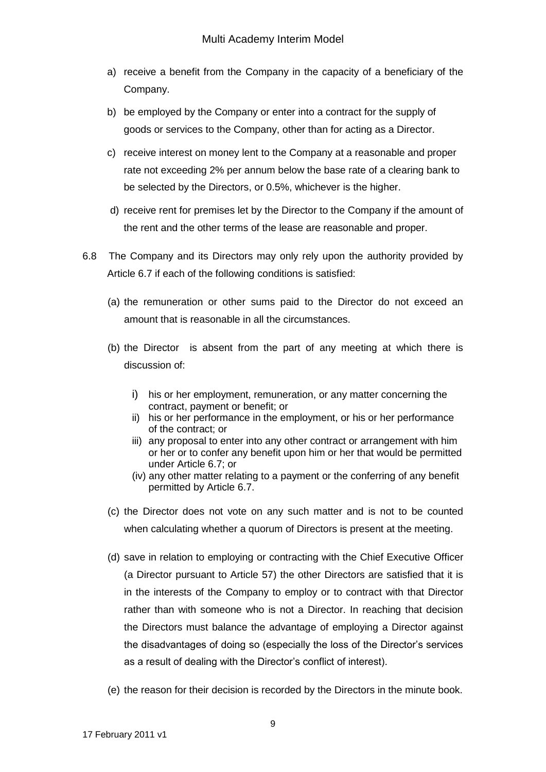a) receive a benefit from the Company in the capacity of a beneficiary of the Company.

b) be employed by the Company or enter into a contract for the supply of goods or services to the Company, other than for acting as a Director.

c) receive interest on money lent to the Company at a reasonable and proper rate not exceeding 2% per annum below the base rate of a clearing bank to be selected by the Directors, or 0.5%, whichever is the higher.

d) receive rent for premises let by the Director to the Company if the amount of the rent and the other terms of the lease are reasonable and proper.

6.8 The Company and its Directors may only rely upon the authority provided by Article 6.7 if each of the following conditions is satisfied:

(a) the remuneration or other sums paid to the Director do not exceed an amount that is reasonable in all the circumstances.

(b) the Director is absent from the part of any meeting at which there is discussion of:

i) his or her employment, remuneration, or any matter concerning the contract, payment or benefit; or
ii) his or her performance in the employment, or his or her performance of the contract; or
iii) any proposal to enter into any other contract or arrangement with him or her or to confer any benefit upon him or her that would be permitted under Article 6.7; or
(iv) any other matter relating to a payment or the conferring of any benefit permitted by Article 6.7.

(c) the Director does not vote on any such matter and is not to be counted when calculating whether a quorum of Directors is present at the meeting.

(d) save in relation to employing or contracting with the Chief Executive Officer (a Director pursuant to Article 57) the other Directors are satisfied that it is in the interests of the Company to employ or to contract with that Director rather than with someone who is not a Director. In reaching that decision the Directors must balance the advantage of employing a Director against the disadvantages of doing so (especially the loss of the Director's services as a result of dealing with the Director's conflict of interest).

(e) the reason for their decision is recorded by the Directors in the minute book.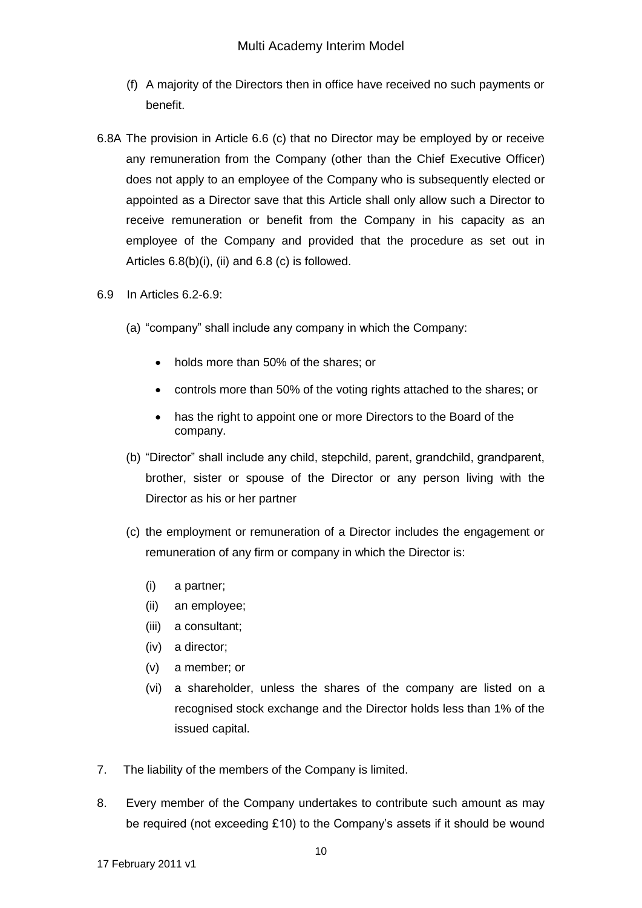(f) A majority of the Directors then in office have received no such payments or benefit.

6.8A The provision in Article 6.6 (c) that no Director may be employed by or receive any remuneration from the Company (other than the Chief Executive Officer) does not apply to an employee of the Company who is subsequently elected or appointed as a Director save that this Article shall only allow such a Director to receive remuneration or benefit from the Company in his capacity as an employee of the Company and provided that the procedure as set out in Articles 6.8(b)(i), (ii) and 6.8 (c) is followed.

6.9 In Articles 6.2-6.9:

(a) "company" shall include any company in which the Company:

- holds more than 50% of the shares; or
- controls more than 50% of the voting rights attached to the shares; or
- has the right to appoint one or more Directors to the Board of the company.

(b) "Director" shall include any child, stepchild, parent, grandchild, grandparent, brother, sister or spouse of the Director or any person living with the Director as his or her partner

(c) the employment or remuneration of a Director includes the engagement or remuneration of any firm or company in which the Director is:

(i) a partner;
(ii) an employee;
(iii) a consultant;
(iv) a director;
(v) a member; or
(vi) a shareholder, unless the shares of the company are listed on a recognised stock exchange and the Director holds less than 1% of the issued capital.

7. The liability of the members of the Company is limited.

8. Every member of the Company undertakes to contribute such amount as may be required (not exceeding £10) to the Company's assets if it should be wound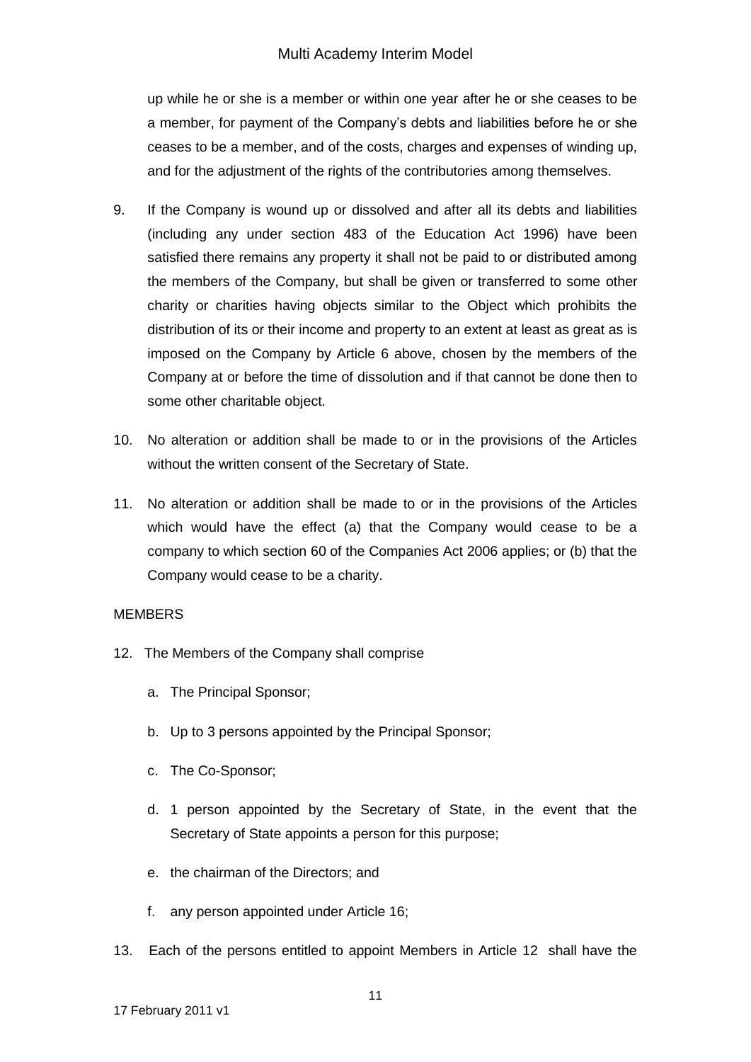up while he or she is a member or within one year after he or she ceases to be a member, for payment of the Company's debts and liabilities before he or she ceases to be a member, and of the costs, charges and expenses of winding up, and for the adjustment of the rights of the contributories among themselves.

9. If the Company is wound up or dissolved and after all its debts and liabilities (including any under section 483 of the Education Act 1996) have been satisfied there remains any property it shall not be paid to or distributed among the members of the Company, but shall be given or transferred to some other charity or charities having objects similar to the Object which prohibits the distribution of its or their income and property to an extent at least as great as is imposed on the Company by Article 6 above, chosen by the members of the Company at or before the time of dissolution and if that cannot be done then to some other charitable object.

10. No alteration or addition shall be made to or in the provisions of the Articles without the written consent of the Secretary of State.

11. No alteration or addition shall be made to or in the provisions of the Articles which would have the effect (a) that the Company would cease to be a company to which section 60 of the Companies Act 2006 applies; or (b) that the Company would cease to be a charity.

MEMBERS

12. The Members of the Company shall comprise

    a. The Principal Sponsor;

    b. Up to 3 persons appointed by the Principal Sponsor;

    c. The Co-Sponsor;

    d. 1 person appointed by the Secretary of State, in the event that the Secretary of State appoints a person for this purpose;

    e. the chairman of the Directors; and

    f. any person appointed under Article 16;

13. Each of the persons entitled to appoint Members in Article 12 shall have the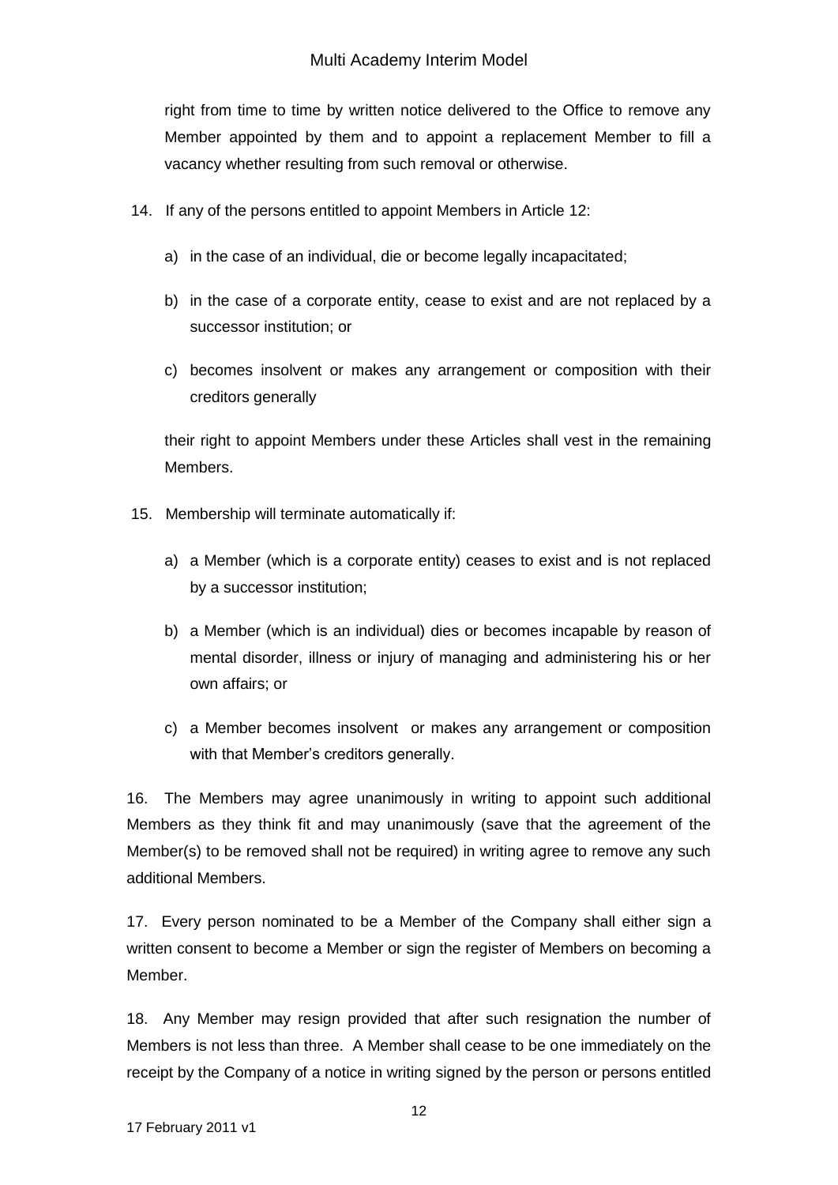right from time to time by written notice delivered to the Office to remove any Member appointed by them and to appoint a replacement Member to fill a vacancy whether resulting from such removal or otherwise.

14. If any of the persons entitled to appoint Members in Article 12:

    a) in the case of an individual, die or become legally incapacitated;

    b) in the case of a corporate entity, cease to exist and are not replaced by a successor institution; or

    c) becomes insolvent or makes any arrangement or composition with their creditors generally

    their right to appoint Members under these Articles shall vest in the remaining Members.

15. Membership will terminate automatically if:

    a) a Member (which is a corporate entity) ceases to exist and is not replaced by a successor institution;

    b) a Member (which is an individual) dies or becomes incapable by reason of mental disorder, illness or injury of managing and administering his or her own affairs; or

    c) a Member becomes insolvent or makes any arrangement or composition with that Member's creditors generally.

16. The Members may agree unanimously in writing to appoint such additional Members as they think fit and may unanimously (save that the agreement of the Member(s) to be removed shall not be required) in writing agree to remove any such additional Members.

17. Every person nominated to be a Member of the Company shall either sign a written consent to become a Member or sign the register of Members on becoming a Member.

18. Any Member may resign provided that after such resignation the number of Members is not less than three. A Member shall cease to be one immediately on the receipt by the Company of a notice in writing signed by the person or persons entitled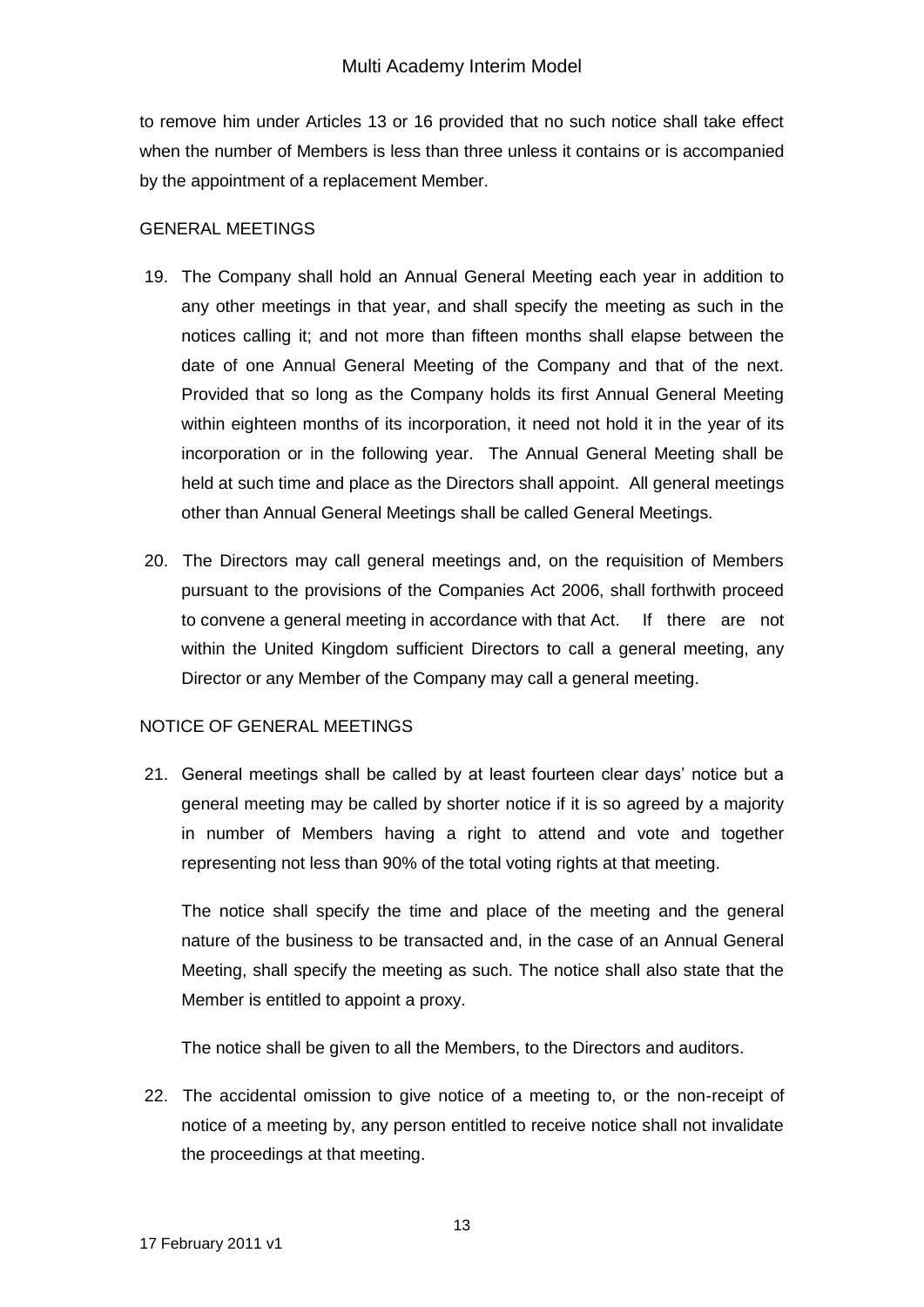to remove him under Articles 13 or 16 provided that no such notice shall take effect when the number of Members is less than three unless it contains or is accompanied by the appointment of a replacement Member.

GENERAL MEETINGS

19. The Company shall hold an Annual General Meeting each year in addition to any other meetings in that year, and shall specify the meeting as such in the notices calling it; and not more than fifteen months shall elapse between the date of one Annual General Meeting of the Company and that of the next. Provided that so long as the Company holds its first Annual General Meeting within eighteen months of its incorporation, it need not hold it in the year of its incorporation or in the following year. The Annual General Meeting shall be held at such time and place as the Directors shall appoint. All general meetings other than Annual General Meetings shall be called General Meetings.

20. The Directors may call general meetings and, on the requisition of Members pursuant to the provisions of the Companies Act 2006, shall forthwith proceed to convene a general meeting in accordance with that Act. If there are not within the United Kingdom sufficient Directors to call a general meeting, any Director or any Member of the Company may call a general meeting.

NOTICE OF GENERAL MEETINGS

21. General meetings shall be called by at least fourteen clear days' notice but a general meeting may be called by shorter notice if it is so agreed by a majority in number of Members having a right to attend and vote and together representing not less than 90% of the total voting rights at that meeting.

    The notice shall specify the time and place of the meeting and the general nature of the business to be transacted and, in the case of an Annual General Meeting, shall specify the meeting as such. The notice shall also state that the Member is entitled to appoint a proxy.

    The notice shall be given to all the Members, to the Directors and auditors.

22. The accidental omission to give notice of a meeting to, or the non-receipt of notice of a meeting by, any person entitled to receive notice shall not invalidate the proceedings at that meeting.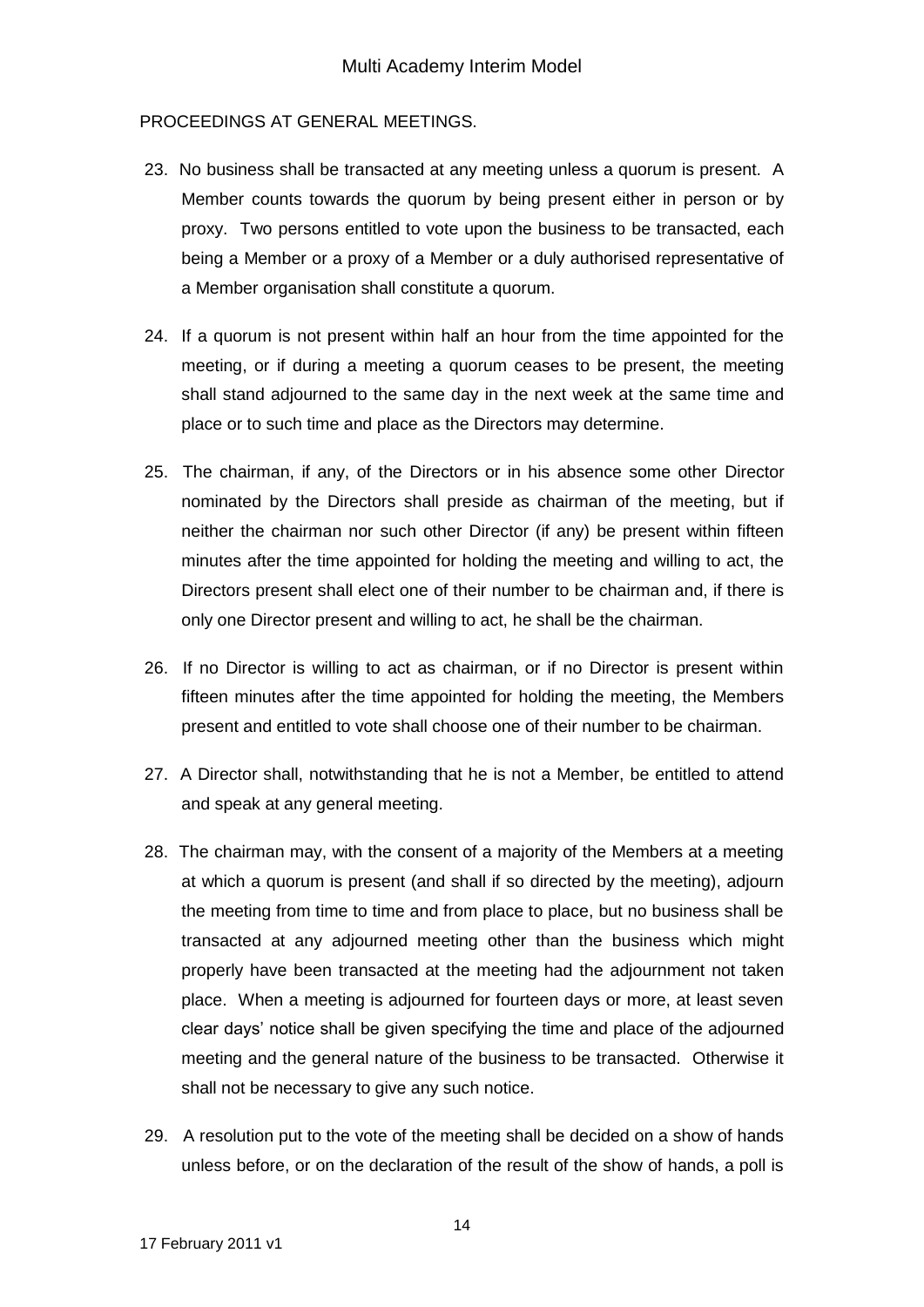PROCEEDINGS AT GENERAL MEETINGS.

23. No business shall be transacted at any meeting unless a quorum is present. A Member counts towards the quorum by being present either in person or by proxy. Two persons entitled to vote upon the business to be transacted, each being a Member or a proxy of a Member or a duly authorised representative of a Member organisation shall constitute a quorum.

24. If a quorum is not present within half an hour from the time appointed for the meeting, or if during a meeting a quorum ceases to be present, the meeting shall stand adjourned to the same day in the next week at the same time and place or to such time and place as the Directors may determine.

25. The chairman, if any, of the Directors or in his absence some other Director nominated by the Directors shall preside as chairman of the meeting, but if neither the chairman nor such other Director (if any) be present within fifteen minutes after the time appointed for holding the meeting and willing to act, the Directors present shall elect one of their number to be chairman and, if there is only one Director present and willing to act, he shall be the chairman.

26. If no Director is willing to act as chairman, or if no Director is present within fifteen minutes after the time appointed for holding the meeting, the Members present and entitled to vote shall choose one of their number to be chairman.

27. A Director shall, notwithstanding that he is not a Member, be entitled to attend and speak at any general meeting.

28. The chairman may, with the consent of a majority of the Members at a meeting at which a quorum is present (and shall if so directed by the meeting), adjourn the meeting from time to time and from place to place, but no business shall be transacted at any adjourned meeting other than the business which might properly have been transacted at the meeting had the adjournment not taken place. When a meeting is adjourned for fourteen days or more, at least seven clear days' notice shall be given specifying the time and place of the adjourned meeting and the general nature of the business to be transacted. Otherwise it shall not be necessary to give any such notice.

29. A resolution put to the vote of the meeting shall be decided on a show of hands unless before, or on the declaration of the result of the show of hands, a poll is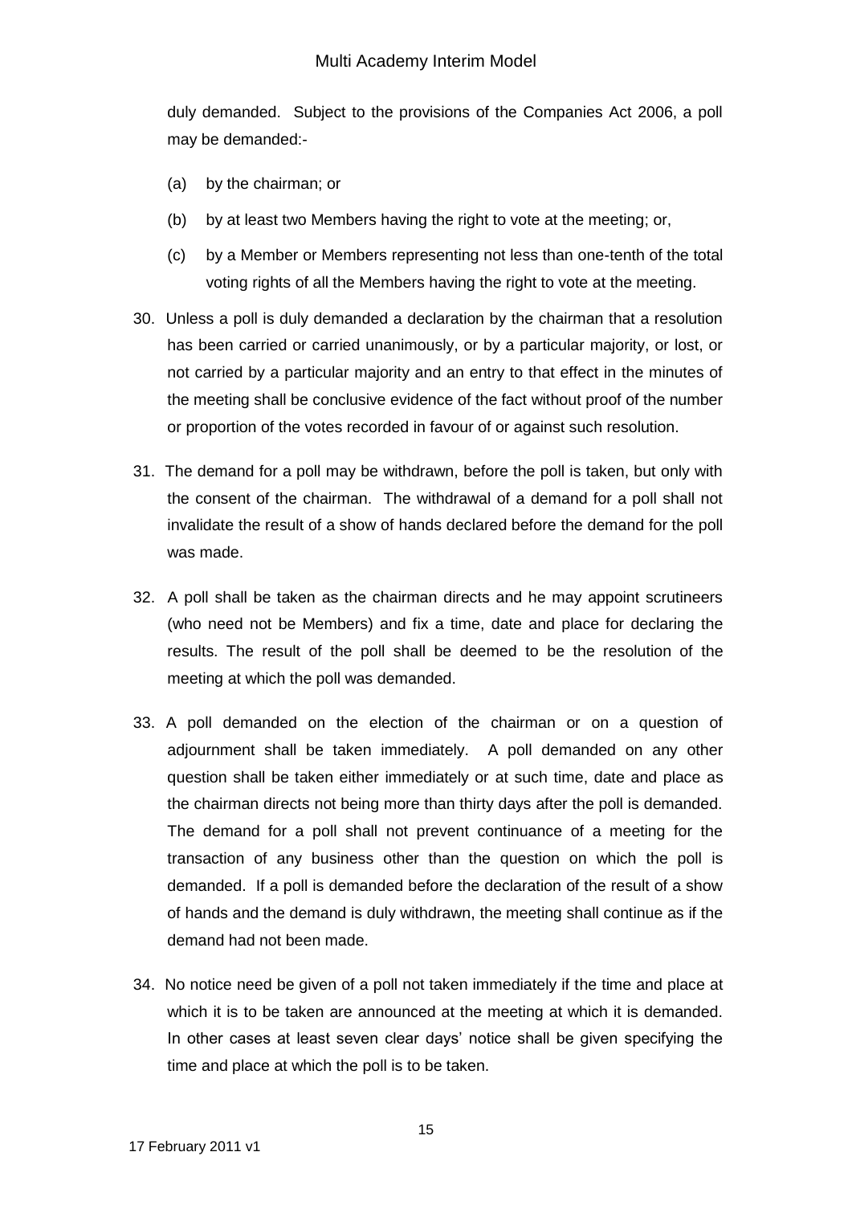duly demanded. Subject to the provisions of the Companies Act 2006, a poll may be demanded:-

(a) by the chairman; or

(b) by at least two Members having the right to vote at the meeting; or,

(c) by a Member or Members representing not less than one-tenth of the total voting rights of all the Members having the right to vote at the meeting.

30. Unless a poll is duly demanded a declaration by the chairman that a resolution has been carried or carried unanimously, or by a particular majority, or lost, or not carried by a particular majority and an entry to that effect in the minutes of the meeting shall be conclusive evidence of the fact without proof of the number or proportion of the votes recorded in favour of or against such resolution.

31. The demand for a poll may be withdrawn, before the poll is taken, but only with the consent of the chairman. The withdrawal of a demand for a poll shall not invalidate the result of a show of hands declared before the demand for the poll was made.

32. A poll shall be taken as the chairman directs and he may appoint scrutineers (who need not be Members) and fix a time, date and place for declaring the results. The result of the poll shall be deemed to be the resolution of the meeting at which the poll was demanded.

33. A poll demanded on the election of the chairman or on a question of adjournment shall be taken immediately. A poll demanded on any other question shall be taken either immediately or at such time, date and place as the chairman directs not being more than thirty days after the poll is demanded. The demand for a poll shall not prevent continuance of a meeting for the transaction of any business other than the question on which the poll is demanded. If a poll is demanded before the declaration of the result of a show of hands and the demand is duly withdrawn, the meeting shall continue as if the demand had not been made.

34. No notice need be given of a poll not taken immediately if the time and place at which it is to be taken are announced at the meeting at which it is demanded. In other cases at least seven clear days' notice shall be given specifying the time and place at which the poll is to be taken.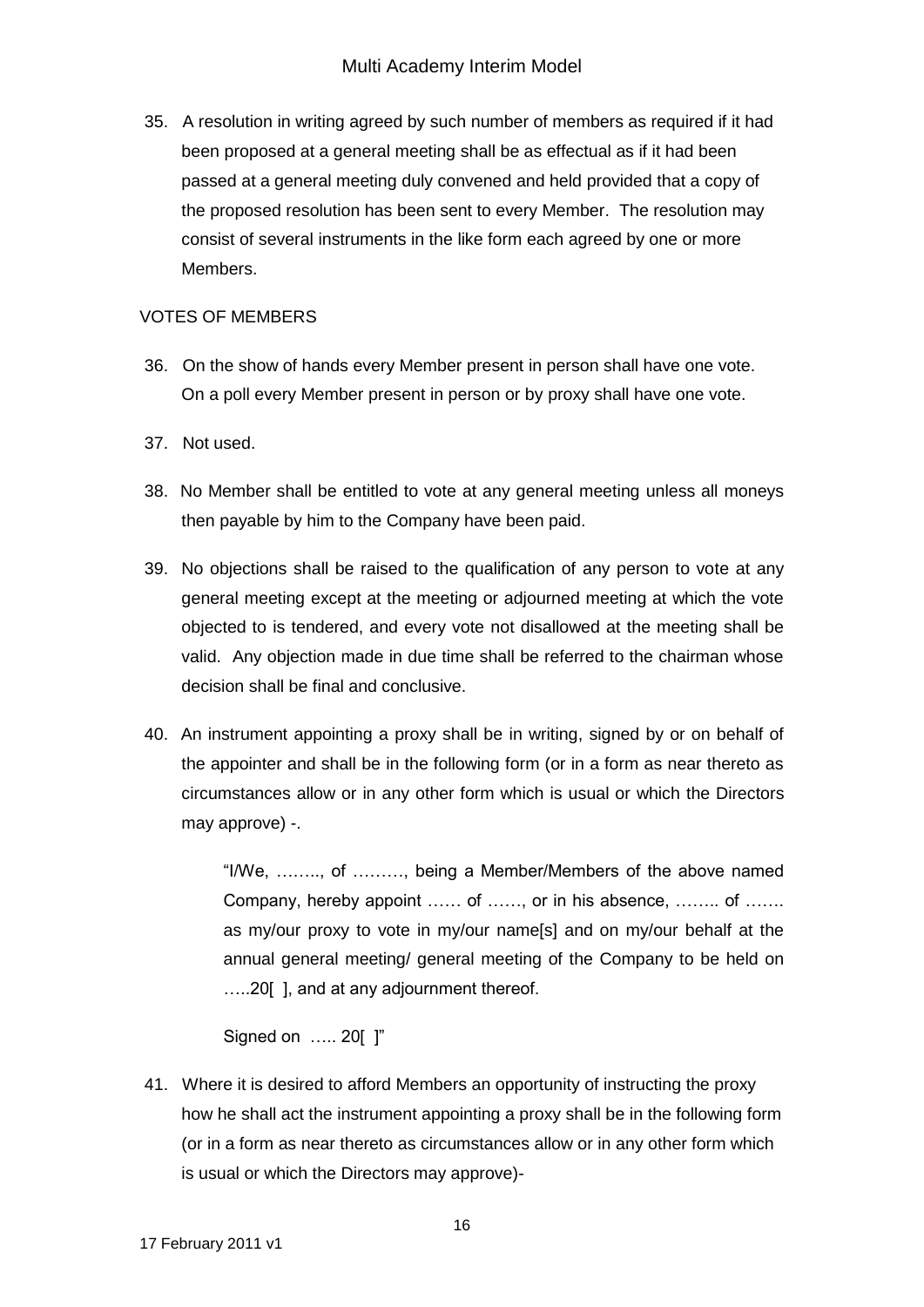35. A resolution in writing agreed by such number of members as required if it had been proposed at a general meeting shall be as effectual as if it had been passed at a general meeting duly convened and held provided that a copy of the proposed resolution has been sent to every Member. The resolution may consist of several instruments in the like form each agreed by one or more Members.

VOTES OF MEMBERS

36. On the show of hands every Member present in person shall have one vote. On a poll every Member present in person or by proxy shall have one vote.

37. Not used.

38. No Member shall be entitled to vote at any general meeting unless all moneys then payable by him to the Company have been paid.

39. No objections shall be raised to the qualification of any person to vote at any general meeting except at the meeting or adjourned meeting at which the vote objected to is tendered, and every vote not disallowed at the meeting shall be valid. Any objection made in due time shall be referred to the chairman whose decision shall be final and conclusive.

40. An instrument appointing a proxy shall be in writing, signed by or on behalf of the appointer and shall be in the following form (or in a form as near thereto as circumstances allow or in any other form which is usual or which the Directors may approve) -.

> "I/We, …….., of ………, being a Member/Members of the above named Company, hereby appoint …… of ……, or in his absence, …….. of ……. as my/our proxy to vote in my/our name[s] and on my/our behalf at the annual general meeting/ general meeting of the Company to be held on …..20[ ], and at any adjournment thereof.
>
> Signed on ….. 20[ ]"

41. Where it is desired to afford Members an opportunity of instructing the proxy how he shall act the instrument appointing a proxy shall be in the following form (or in a form as near thereto as circumstances allow or in any other form which is usual or which the Directors may approve)-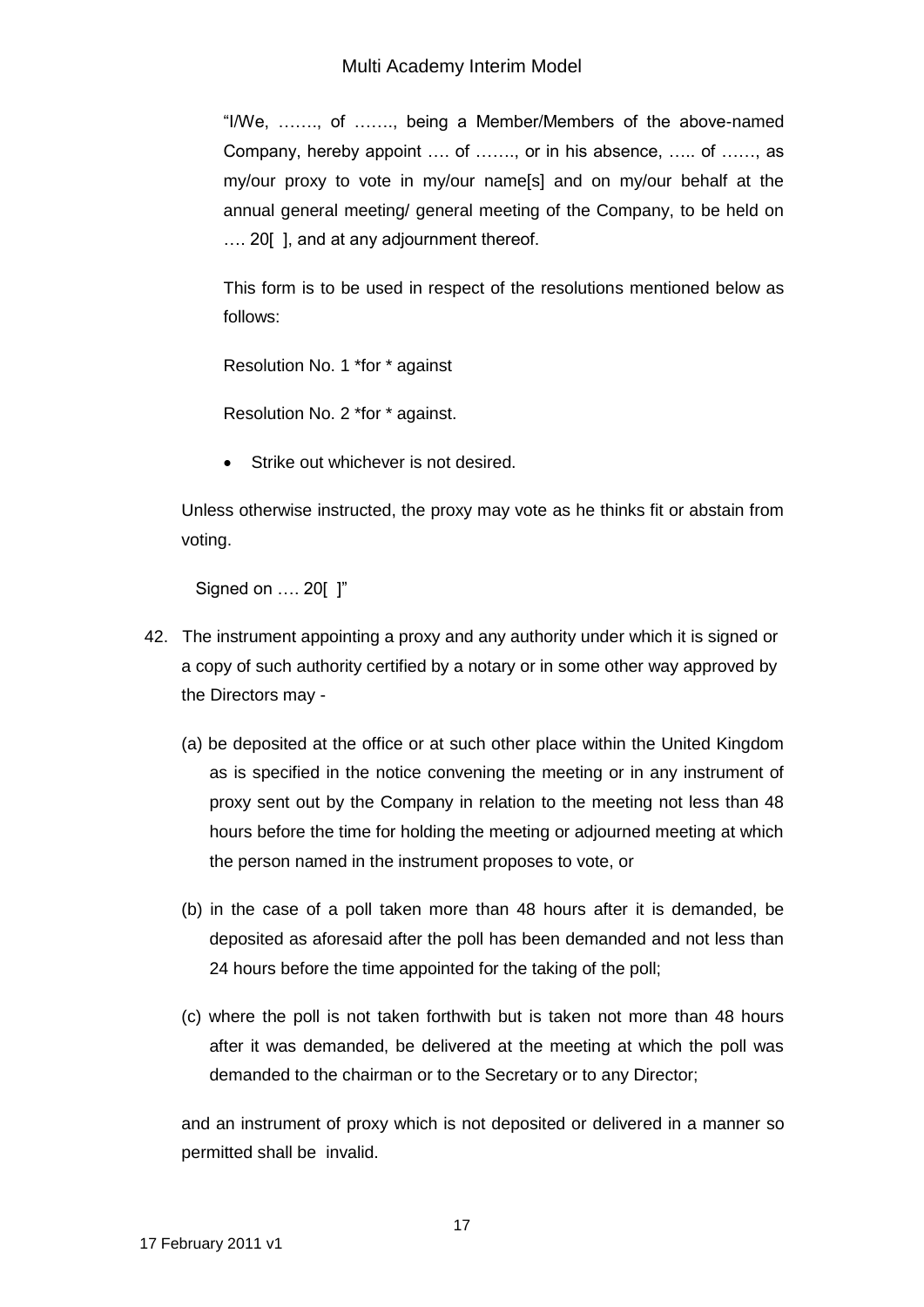"I/We, ……., of ……., being a Member/Members of the above-named Company, hereby appoint …. of ……., or in his absence, ….. of ……, as my/our proxy to vote in my/our name[s] and on my/our behalf at the annual general meeting/ general meeting of the Company, to be held on …. 20[ ], and at any adjournment thereof.

This form is to be used in respect of the resolutions mentioned below as follows:

Resolution No. 1 *for * against

Resolution No. 2 *for * against.

- Strike out whichever is not desired.

Unless otherwise instructed, the proxy may vote as he thinks fit or abstain from voting.

Signed on …. 20[ ]"

42. The instrument appointing a proxy and any authority under which it is signed or a copy of such authority certified by a notary or in some other way approved by the Directors may -

    (a) be deposited at the office or at such other place within the United Kingdom as is specified in the notice convening the meeting or in any instrument of proxy sent out by the Company in relation to the meeting not less than 48 hours before the time for holding the meeting or adjourned meeting at which the person named in the instrument proposes to vote, or

    (b) in the case of a poll taken more than 48 hours after it is demanded, be deposited as aforesaid after the poll has been demanded and not less than 24 hours before the time appointed for the taking of the poll;

    (c) where the poll is not taken forthwith but is taken not more than 48 hours after it was demanded, be delivered at the meeting at which the poll was demanded to the chairman or to the Secretary or to any Director;

    and an instrument of proxy which is not deposited or delivered in a manner so permitted shall be invalid.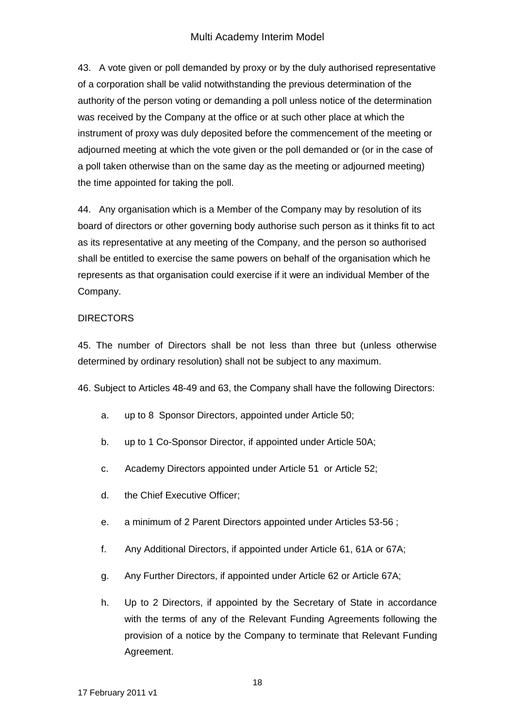43. A vote given or poll demanded by proxy or by the duly authorised representative of a corporation shall be valid notwithstanding the previous determination of the authority of the person voting or demanding a poll unless notice of the determination was received by the Company at the office or at such other place at which the instrument of proxy was duly deposited before the commencement of the meeting or adjourned meeting at which the vote given or the poll demanded or (or in the case of a poll taken otherwise than on the same day as the meeting or adjourned meeting) the time appointed for taking the poll.

44. Any organisation which is a Member of the Company may by resolution of its board of directors or other governing body authorise such person as it thinks fit to act as its representative at any meeting of the Company, and the person so authorised shall be entitled to exercise the same powers on behalf of the organisation which he represents as that organisation could exercise if it were an individual Member of the Company.

DIRECTORS

45. The number of Directors shall be not less than three but (unless otherwise determined by ordinary resolution) shall not be subject to any maximum.

46. Subject to Articles 48-49 and 63, the Company shall have the following Directors:

a. up to 8 Sponsor Directors, appointed under Article 50;

b. up to 1 Co-Sponsor Director, if appointed under Article 50A;

c. Academy Directors appointed under Article 51 or Article 52;

d. the Chief Executive Officer;

e. a minimum of 2 Parent Directors appointed under Articles 53-56 ;

f. Any Additional Directors, if appointed under Article 61, 61A or 67A;

g. Any Further Directors, if appointed under Article 62 or Article 67A;

h. Up to 2 Directors, if appointed by the Secretary of State in accordance with the terms of any of the Relevant Funding Agreements following the provision of a notice by the Company to terminate that Relevant Funding Agreement.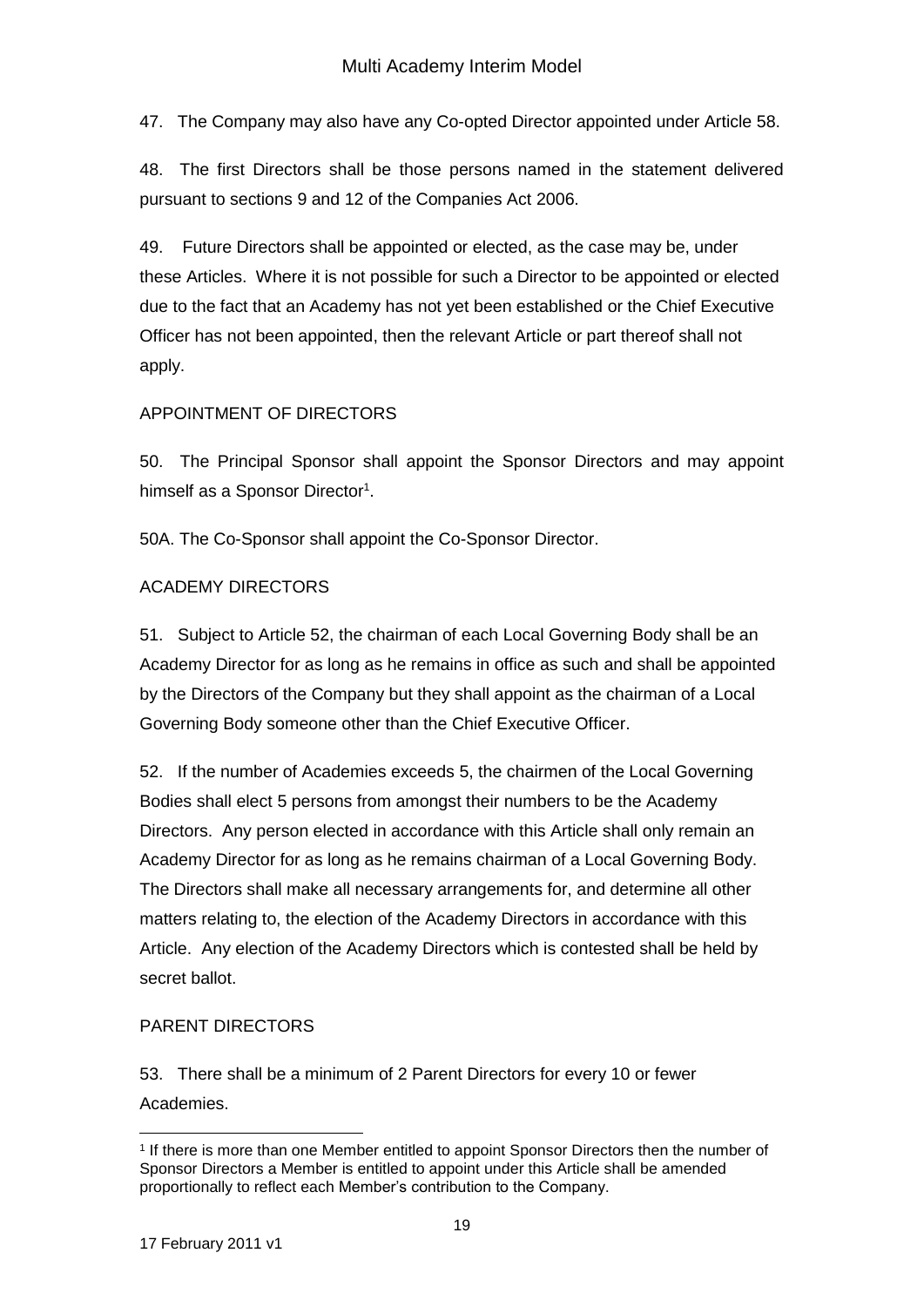47. The Company may also have any Co-opted Director appointed under Article 58.

48. The first Directors shall be those persons named in the statement delivered pursuant to sections 9 and 12 of the Companies Act 2006.

49. Future Directors shall be appointed or elected, as the case may be, under these Articles. Where it is not possible for such a Director to be appointed or elected due to the fact that an Academy has not yet been established or the Chief Executive Officer has not been appointed, then the relevant Article or part thereof shall not apply.

APPOINTMENT OF DIRECTORS

50. The Principal Sponsor shall appoint the Sponsor Directors and may appoint himself as a Sponsor Director[1].

50A. The Co-Sponsor shall appoint the Co-Sponsor Director.

ACADEMY DIRECTORS

51. Subject to Article 52, the chairman of each Local Governing Body shall be an Academy Director for as long as he remains in office as such and shall be appointed by the Directors of the Company but they shall appoint as the chairman of a Local Governing Body someone other than the Chief Executive Officer.

52. If the number of Academies exceeds 5, the chairmen of the Local Governing Bodies shall elect 5 persons from amongst their numbers to be the Academy Directors. Any person elected in accordance with this Article shall only remain an Academy Director for as long as he remains chairman of a Local Governing Body. The Directors shall make all necessary arrangements for, and determine all other matters relating to, the election of the Academy Directors in accordance with this Article. Any election of the Academy Directors which is contested shall be held by secret ballot.

PARENT DIRECTORS

53. There shall be a minimum of 2 Parent Directors for every 10 or fewer Academies.

[1] If there is more than one Member entitled to appoint Sponsor Directors then the number of Sponsor Directors a Member is entitled to appoint under this Article shall be amended proportionally to reflect each Member's contribution to the Company.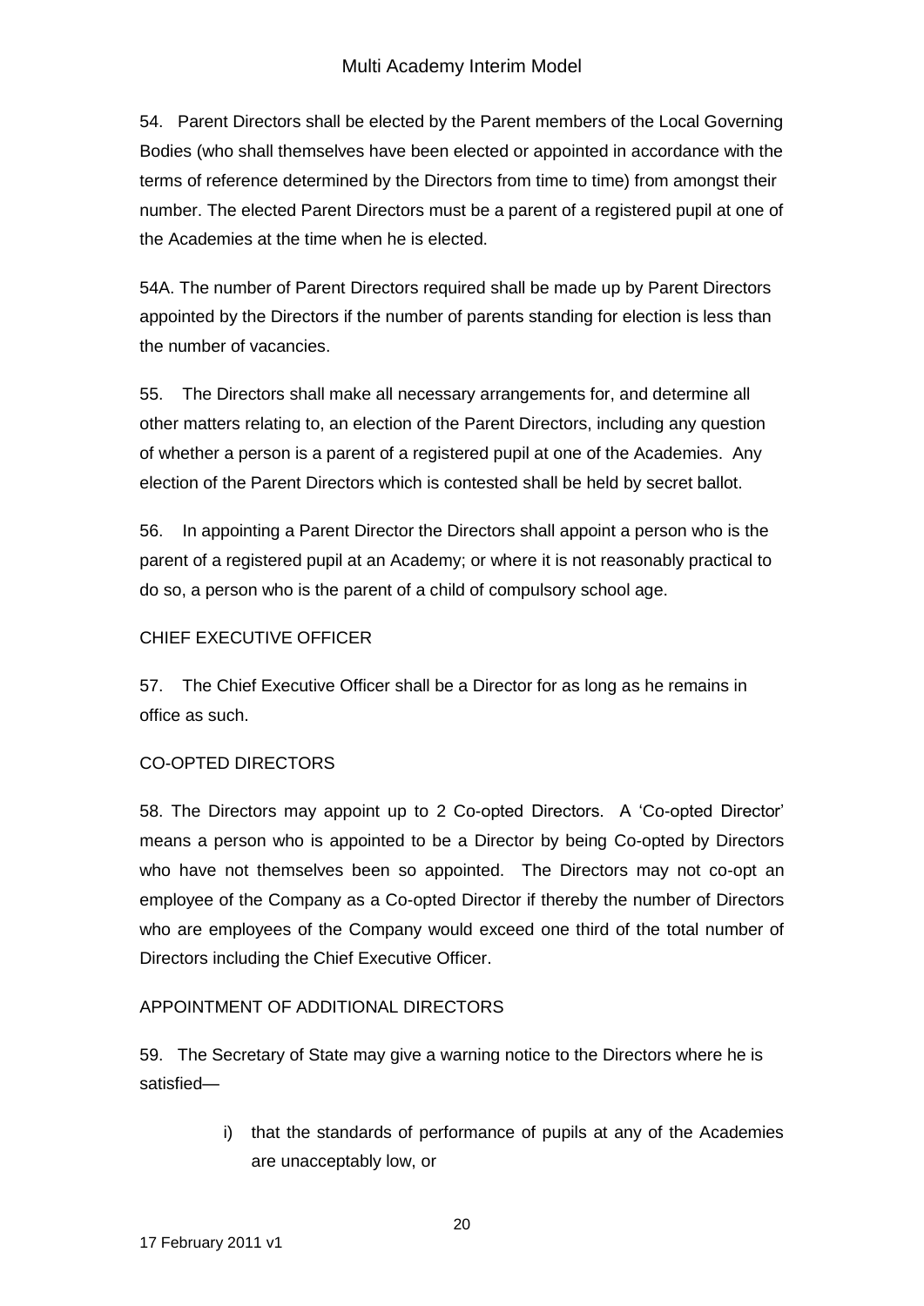54. Parent Directors shall be elected by the Parent members of the Local Governing Bodies (who shall themselves have been elected or appointed in accordance with the terms of reference determined by the Directors from time to time) from amongst their number. The elected Parent Directors must be a parent of a registered pupil at one of the Academies at the time when he is elected.

54A. The number of Parent Directors required shall be made up by Parent Directors appointed by the Directors if the number of parents standing for election is less than the number of vacancies.

55. The Directors shall make all necessary arrangements for, and determine all other matters relating to, an election of the Parent Directors, including any question of whether a person is a parent of a registered pupil at one of the Academies. Any election of the Parent Directors which is contested shall be held by secret ballot.

56. In appointing a Parent Director the Directors shall appoint a person who is the parent of a registered pupil at an Academy; or where it is not reasonably practical to do so, a person who is the parent of a child of compulsory school age.

CHIEF EXECUTIVE OFFICER

57. The Chief Executive Officer shall be a Director for as long as he remains in office as such.

CO-OPTED DIRECTORS

58. The Directors may appoint up to 2 Co-opted Directors. A 'Co-opted Director' means a person who is appointed to be a Director by being Co-opted by Directors who have not themselves been so appointed. The Directors may not co-opt an employee of the Company as a Co-opted Director if thereby the number of Directors who are employees of the Company would exceed one third of the total number of Directors including the Chief Executive Officer.

APPOINTMENT OF ADDITIONAL DIRECTORS

59. The Secretary of State may give a warning notice to the Directors where he is satisfied—

i) that the standards of performance of pupils at any of the Academies are unacceptably low, or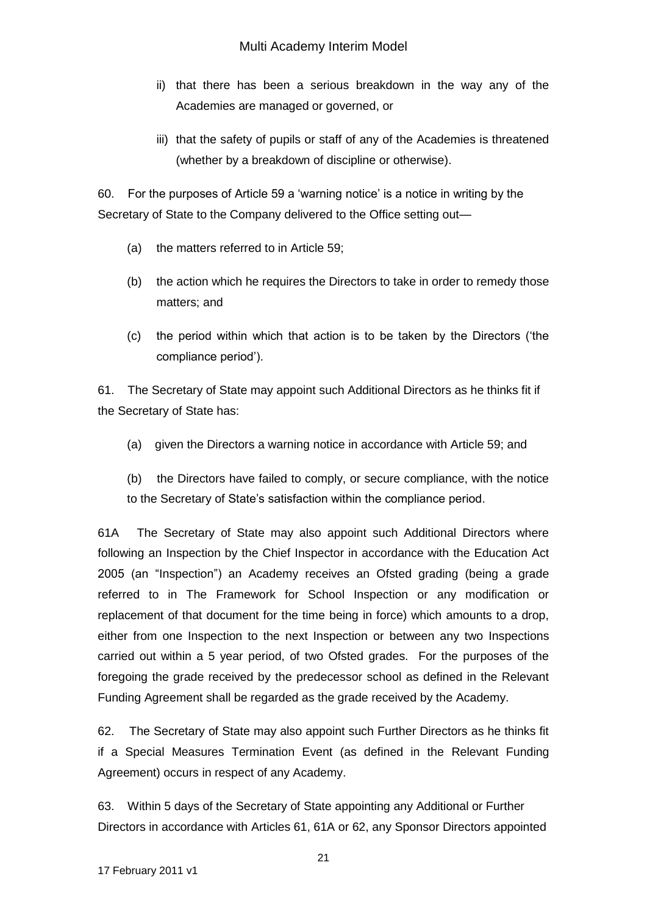ii) that there has been a serious breakdown in the way any of the Academies are managed or governed, or

iii) that the safety of pupils or staff of any of the Academies is threatened (whether by a breakdown of discipline or otherwise).

60. For the purposes of Article 59 a 'warning notice' is a notice in writing by the Secretary of State to the Company delivered to the Office setting out—

(a) the matters referred to in Article 59;

(b) the action which he requires the Directors to take in order to remedy those matters; and

(c) the period within which that action is to be taken by the Directors ('the compliance period').

61. The Secretary of State may appoint such Additional Directors as he thinks fit if the Secretary of State has:

(a) given the Directors a warning notice in accordance with Article 59; and

(b) the Directors have failed to comply, or secure compliance, with the notice to the Secretary of State's satisfaction within the compliance period.

61A The Secretary of State may also appoint such Additional Directors where following an Inspection by the Chief Inspector in accordance with the Education Act 2005 (an "Inspection") an Academy receives an Ofsted grading (being a grade referred to in The Framework for School Inspection or any modification or replacement of that document for the time being in force) which amounts to a drop, either from one Inspection to the next Inspection or between any two Inspections carried out within a 5 year period, of two Ofsted grades. For the purposes of the foregoing the grade received by the predecessor school as defined in the Relevant Funding Agreement shall be regarded as the grade received by the Academy.

62. The Secretary of State may also appoint such Further Directors as he thinks fit if a Special Measures Termination Event (as defined in the Relevant Funding Agreement) occurs in respect of any Academy.

63. Within 5 days of the Secretary of State appointing any Additional or Further Directors in accordance with Articles 61, 61A or 62, any Sponsor Directors appointed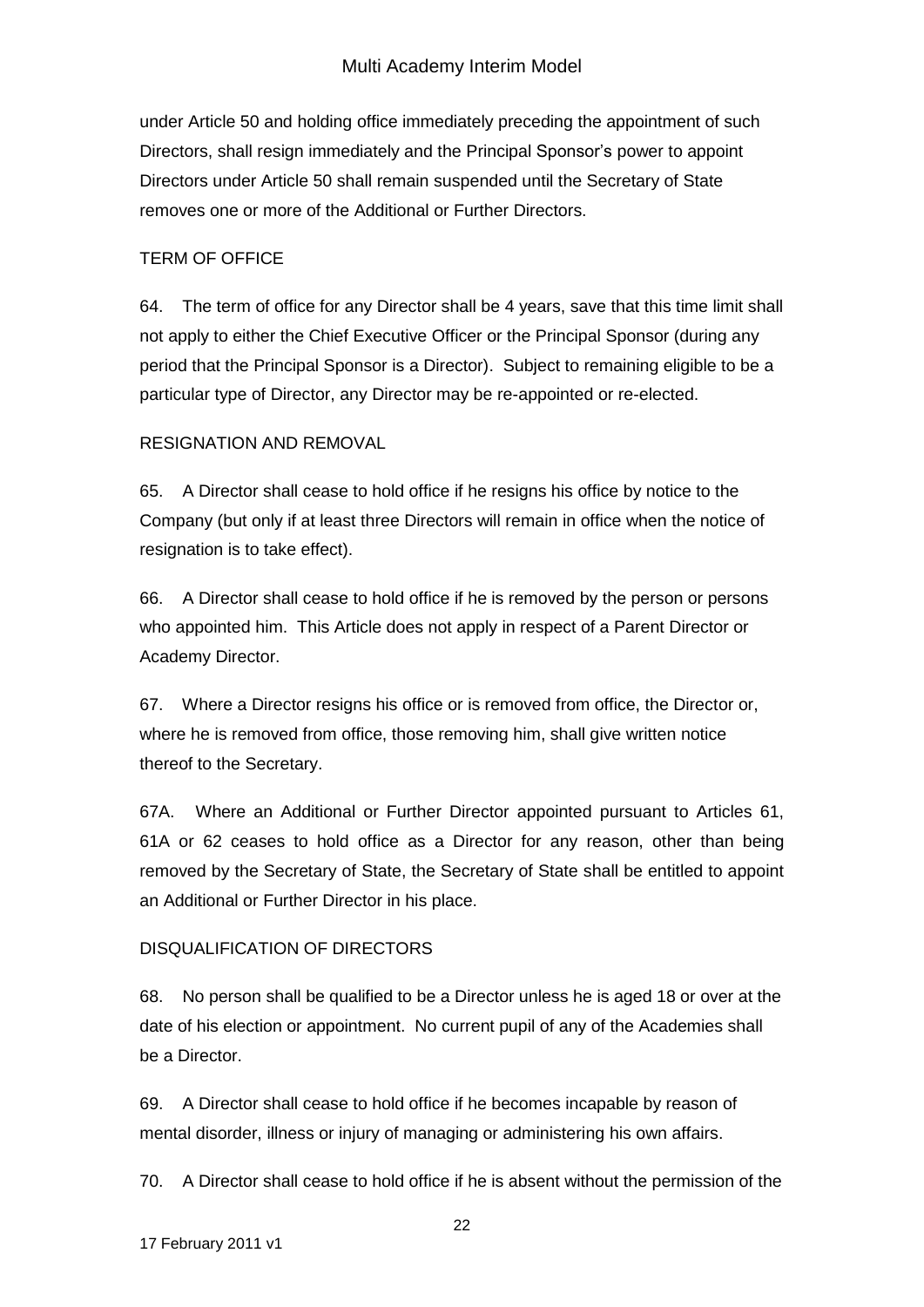under Article 50 and holding office immediately preceding the appointment of such Directors, shall resign immediately and the Principal Sponsor's power to appoint Directors under Article 50 shall remain suspended until the Secretary of State removes one or more of the Additional or Further Directors.

## TERM OF OFFICE

64. The term of office for any Director shall be 4 years, save that this time limit shall not apply to either the Chief Executive Officer or the Principal Sponsor (during any period that the Principal Sponsor is a Director). Subject to remaining eligible to be a particular type of Director, any Director may be re-appointed or re-elected.

## RESIGNATION AND REMOVAL

65. A Director shall cease to hold office if he resigns his office by notice to the Company (but only if at least three Directors will remain in office when the notice of resignation is to take effect).

66. A Director shall cease to hold office if he is removed by the person or persons who appointed him. This Article does not apply in respect of a Parent Director or Academy Director.

67. Where a Director resigns his office or is removed from office, the Director or, where he is removed from office, those removing him, shall give written notice thereof to the Secretary.

67A. Where an Additional or Further Director appointed pursuant to Articles 61, 61A or 62 ceases to hold office as a Director for any reason, other than being removed by the Secretary of State, the Secretary of State shall be entitled to appoint an Additional or Further Director in his place.

## DISQUALIFICATION OF DIRECTORS

68. No person shall be qualified to be a Director unless he is aged 18 or over at the date of his election or appointment. No current pupil of any of the Academies shall be a Director.

69. A Director shall cease to hold office if he becomes incapable by reason of mental disorder, illness or injury of managing or administering his own affairs.

70. A Director shall cease to hold office if he is absent without the permission of the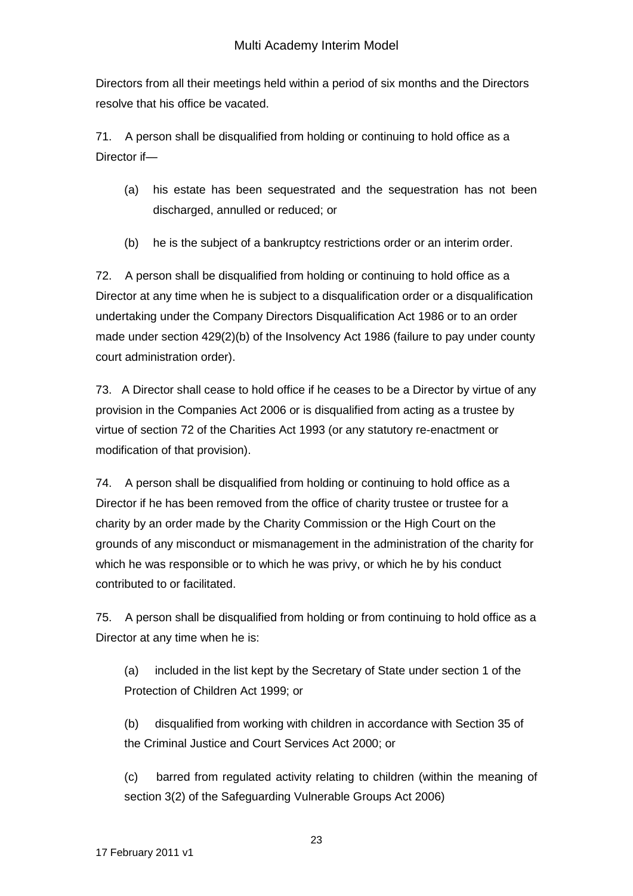Directors from all their meetings held within a period of six months and the Directors resolve that his office be vacated.

71. A person shall be disqualified from holding or continuing to hold office as a Director if—

(a) his estate has been sequestrated and the sequestration has not been discharged, annulled or reduced; or

(b) he is the subject of a bankruptcy restrictions order or an interim order.

72. A person shall be disqualified from holding or continuing to hold office as a Director at any time when he is subject to a disqualification order or a disqualification undertaking under the Company Directors Disqualification Act 1986 or to an order made under section 429(2)(b) of the Insolvency Act 1986 (failure to pay under county court administration order).

73. A Director shall cease to hold office if he ceases to be a Director by virtue of any provision in the Companies Act 2006 or is disqualified from acting as a trustee by virtue of section 72 of the Charities Act 1993 (or any statutory re-enactment or modification of that provision).

74. A person shall be disqualified from holding or continuing to hold office as a Director if he has been removed from the office of charity trustee or trustee for a charity by an order made by the Charity Commission or the High Court on the grounds of any misconduct or mismanagement in the administration of the charity for which he was responsible or to which he was privy, or which he by his conduct contributed to or facilitated.

75. A person shall be disqualified from holding or from continuing to hold office as a Director at any time when he is:

(a) included in the list kept by the Secretary of State under section 1 of the Protection of Children Act 1999; or

(b) disqualified from working with children in accordance with Section 35 of the Criminal Justice and Court Services Act 2000; or

(c) barred from regulated activity relating to children (within the meaning of section 3(2) of the Safeguarding Vulnerable Groups Act 2006)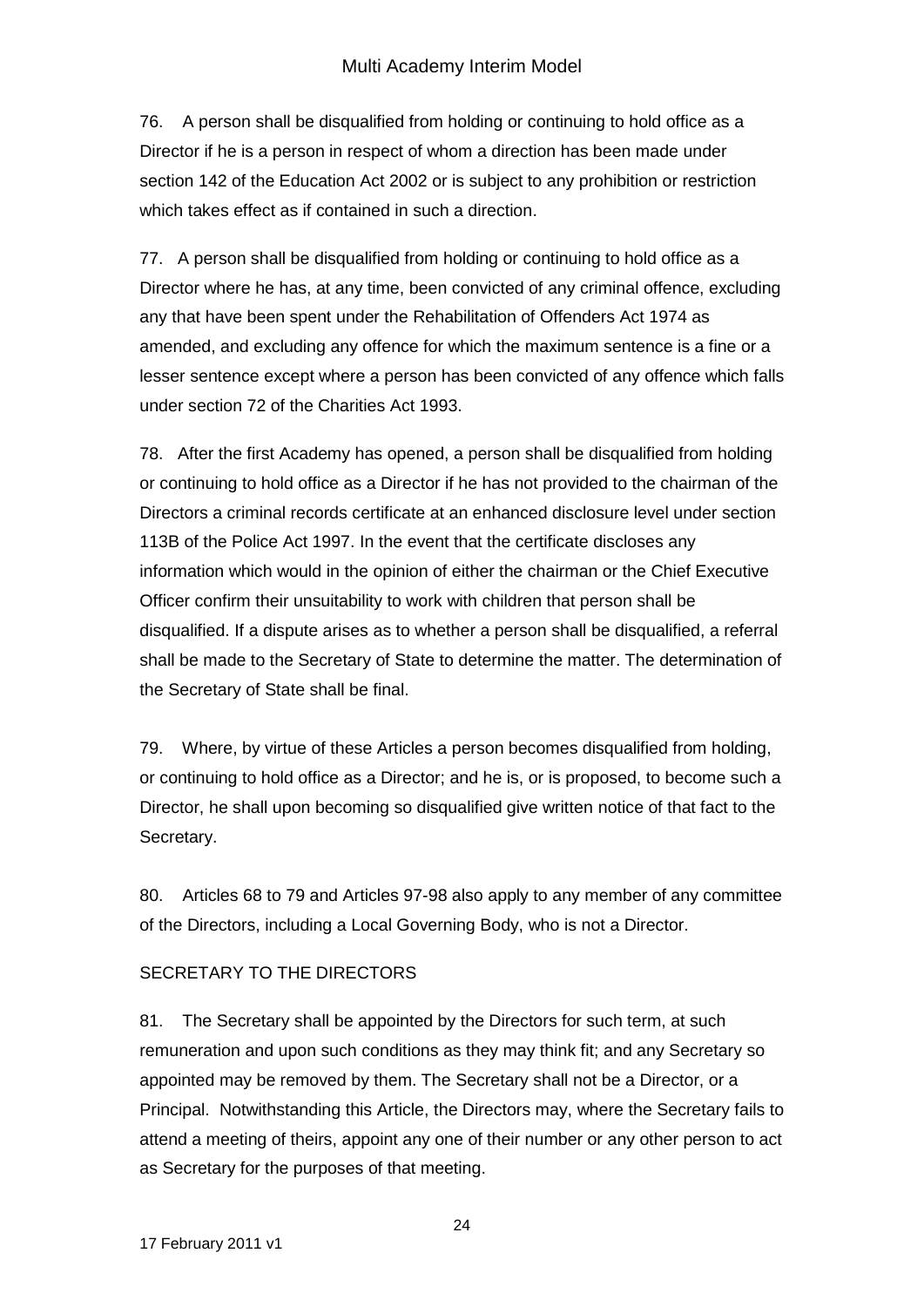76. A person shall be disqualified from holding or continuing to hold office as a Director if he is a person in respect of whom a direction has been made under section 142 of the Education Act 2002 or is subject to any prohibition or restriction which takes effect as if contained in such a direction.

77. A person shall be disqualified from holding or continuing to hold office as a Director where he has, at any time, been convicted of any criminal offence, excluding any that have been spent under the Rehabilitation of Offenders Act 1974 as amended, and excluding any offence for which the maximum sentence is a fine or a lesser sentence except where a person has been convicted of any offence which falls under section 72 of the Charities Act 1993.

78. After the first Academy has opened, a person shall be disqualified from holding or continuing to hold office as a Director if he has not provided to the chairman of the Directors a criminal records certificate at an enhanced disclosure level under section 113B of the Police Act 1997. In the event that the certificate discloses any information which would in the opinion of either the chairman or the Chief Executive Officer confirm their unsuitability to work with children that person shall be disqualified. If a dispute arises as to whether a person shall be disqualified, a referral shall be made to the Secretary of State to determine the matter. The determination of the Secretary of State shall be final.

79. Where, by virtue of these Articles a person becomes disqualified from holding, or continuing to hold office as a Director; and he is, or is proposed, to become such a Director, he shall upon becoming so disqualified give written notice of that fact to the Secretary.

80. Articles 68 to 79 and Articles 97-98 also apply to any member of any committee of the Directors, including a Local Governing Body, who is not a Director.

SECRETARY TO THE DIRECTORS

81. The Secretary shall be appointed by the Directors for such term, at such remuneration and upon such conditions as they may think fit; and any Secretary so appointed may be removed by them. The Secretary shall not be a Director, or a Principal. Notwithstanding this Article, the Directors may, where the Secretary fails to attend a meeting of theirs, appoint any one of their number or any other person to act as Secretary for the purposes of that meeting.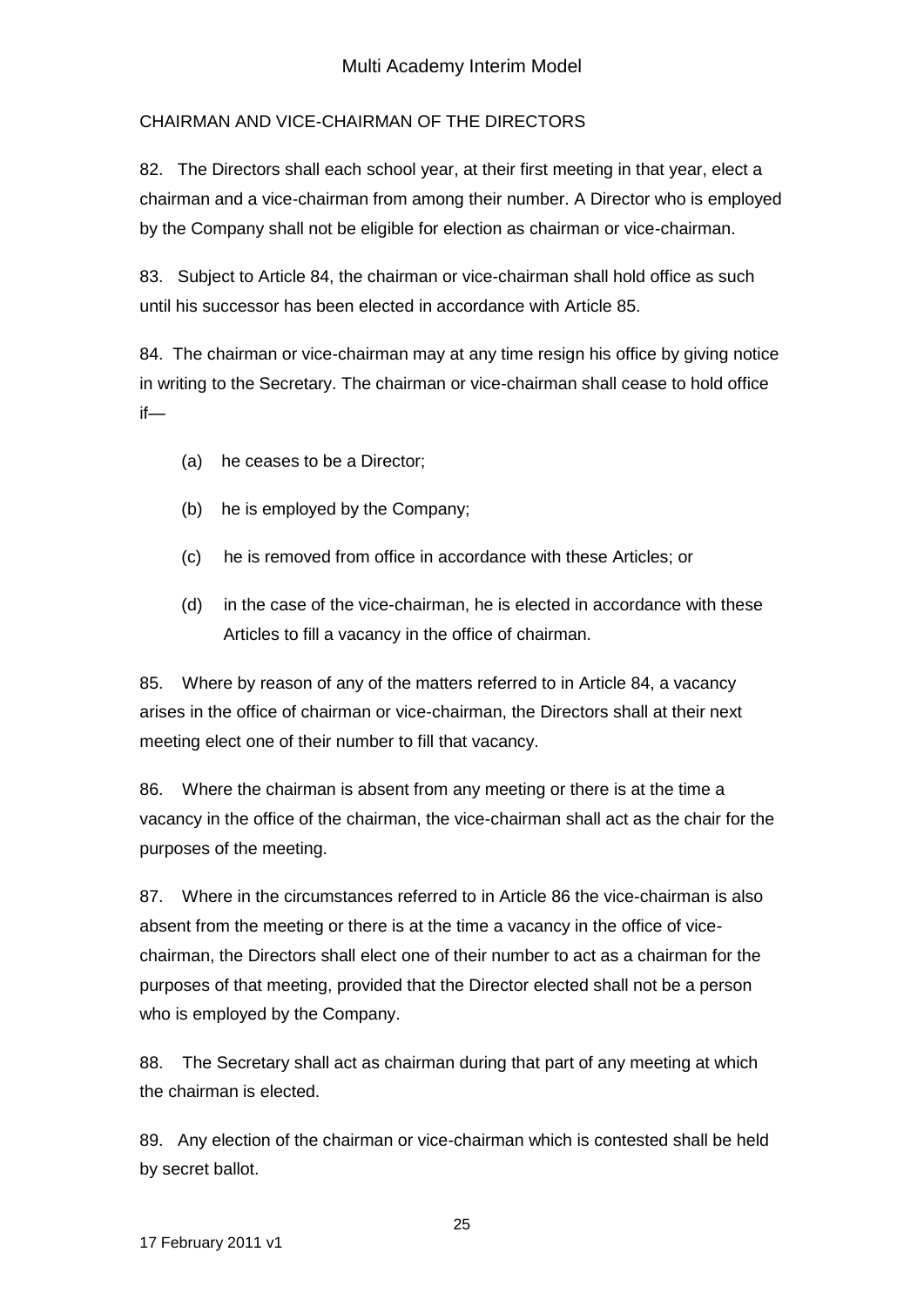## CHAIRMAN AND VICE-CHAIRMAN OF THE DIRECTORS

82. The Directors shall each school year, at their first meeting in that year, elect a chairman and a vice-chairman from among their number. A Director who is employed by the Company shall not be eligible for election as chairman or vice-chairman.

83. Subject to Article 84, the chairman or vice-chairman shall hold office as such until his successor has been elected in accordance with Article 85.

84. The chairman or vice-chairman may at any time resign his office by giving notice in writing to the Secretary. The chairman or vice-chairman shall cease to hold office if—

(a) he ceases to be a Director;

(b) he is employed by the Company;

(c) he is removed from office in accordance with these Articles; or

(d) in the case of the vice-chairman, he is elected in accordance with these Articles to fill a vacancy in the office of chairman.

85. Where by reason of any of the matters referred to in Article 84, a vacancy arises in the office of chairman or vice-chairman, the Directors shall at their next meeting elect one of their number to fill that vacancy.

86. Where the chairman is absent from any meeting or there is at the time a vacancy in the office of the chairman, the vice-chairman shall act as the chair for the purposes of the meeting.

87. Where in the circumstances referred to in Article 86 the vice-chairman is also absent from the meeting or there is at the time a vacancy in the office of vice-chairman, the Directors shall elect one of their number to act as a chairman for the purposes of that meeting, provided that the Director elected shall not be a person who is employed by the Company.

88. The Secretary shall act as chairman during that part of any meeting at which the chairman is elected.

89. Any election of the chairman or vice-chairman which is contested shall be held by secret ballot.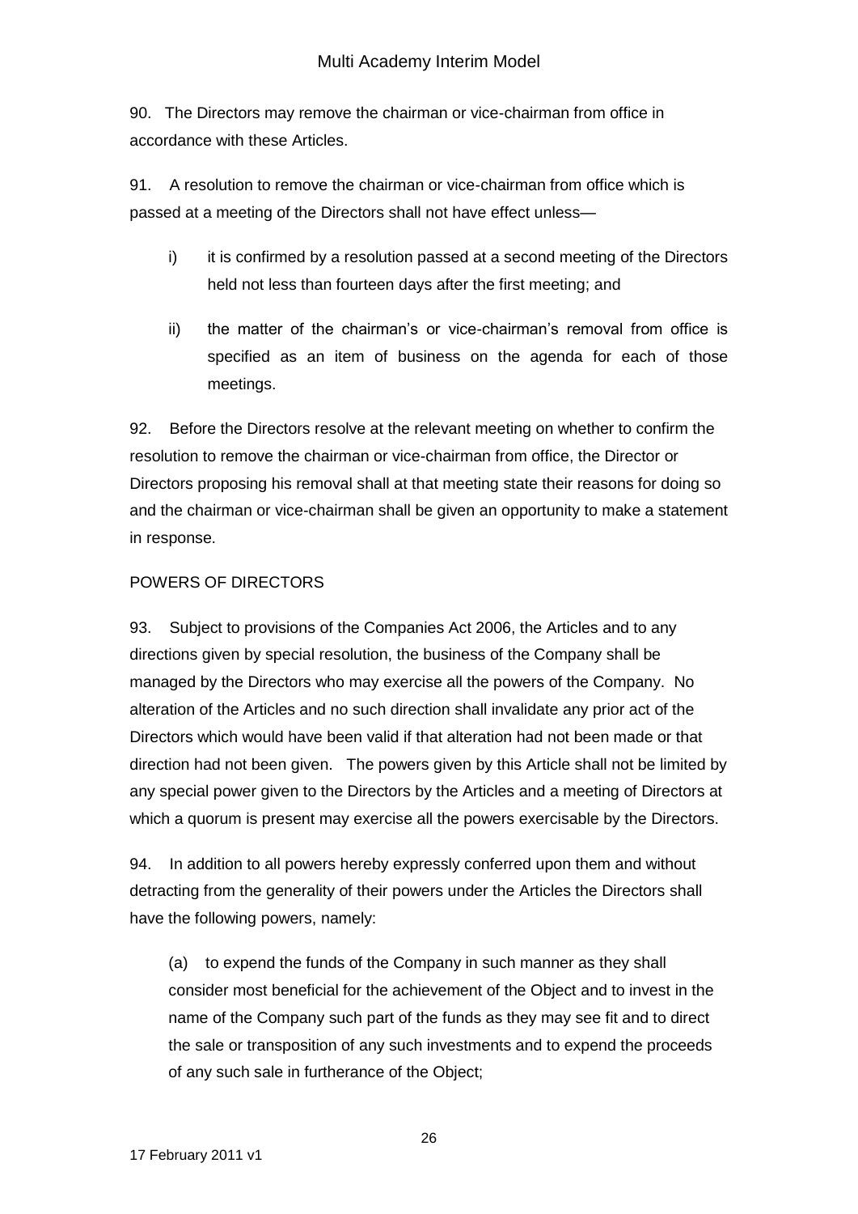90. The Directors may remove the chairman or vice-chairman from office in accordance with these Articles.

91. A resolution to remove the chairman or vice-chairman from office which is passed at a meeting of the Directors shall not have effect unless—

i) it is confirmed by a resolution passed at a second meeting of the Directors held not less than fourteen days after the first meeting; and

ii) the matter of the chairman's or vice-chairman's removal from office is specified as an item of business on the agenda for each of those meetings.

92. Before the Directors resolve at the relevant meeting on whether to confirm the resolution to remove the chairman or vice-chairman from office, the Director or Directors proposing his removal shall at that meeting state their reasons for doing so and the chairman or vice-chairman shall be given an opportunity to make a statement in response.

## POWERS OF DIRECTORS

93. Subject to provisions of the Companies Act 2006, the Articles and to any directions given by special resolution, the business of the Company shall be managed by the Directors who may exercise all the powers of the Company. No alteration of the Articles and no such direction shall invalidate any prior act of the Directors which would have been valid if that alteration had not been made or that direction had not been given. The powers given by this Article shall not be limited by any special power given to the Directors by the Articles and a meeting of Directors at which a quorum is present may exercise all the powers exercisable by the Directors.

94. In addition to all powers hereby expressly conferred upon them and without detracting from the generality of their powers under the Articles the Directors shall have the following powers, namely:

(a) to expend the funds of the Company in such manner as they shall consider most beneficial for the achievement of the Object and to invest in the name of the Company such part of the funds as they may see fit and to direct the sale or transposition of any such investments and to expend the proceeds of any such sale in furtherance of the Object;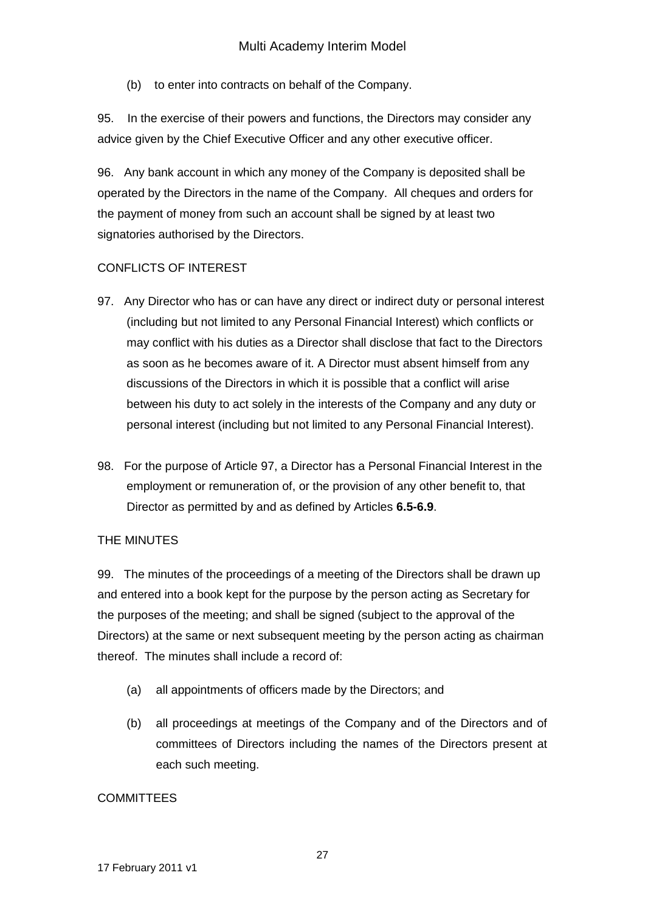(b) to enter into contracts on behalf of the Company.

95. In the exercise of their powers and functions, the Directors may consider any advice given by the Chief Executive Officer and any other executive officer.

96. Any bank account in which any money of the Company is deposited shall be operated by the Directors in the name of the Company. All cheques and orders for the payment of money from such an account shall be signed by at least two signatories authorised by the Directors.

CONFLICTS OF INTEREST

97. Any Director who has or can have any direct or indirect duty or personal interest (including but not limited to any Personal Financial Interest) which conflicts or may conflict with his duties as a Director shall disclose that fact to the Directors as soon as he becomes aware of it. A Director must absent himself from any discussions of the Directors in which it is possible that a conflict will arise between his duty to act solely in the interests of the Company and any duty or personal interest (including but not limited to any Personal Financial Interest).

98. For the purpose of Article 97, a Director has a Personal Financial Interest in the employment or remuneration of, or the provision of any other benefit to, that Director as permitted by and as defined by Articles **6.5-6.9**.

THE MINUTES

99. The minutes of the proceedings of a meeting of the Directors shall be drawn up and entered into a book kept for the purpose by the person acting as Secretary for the purposes of the meeting; and shall be signed (subject to the approval of the Directors) at the same or next subsequent meeting by the person acting as chairman thereof. The minutes shall include a record of:

(a) all appointments of officers made by the Directors; and

(b) all proceedings at meetings of the Company and of the Directors and of committees of Directors including the names of the Directors present at each such meeting.

COMMITTEES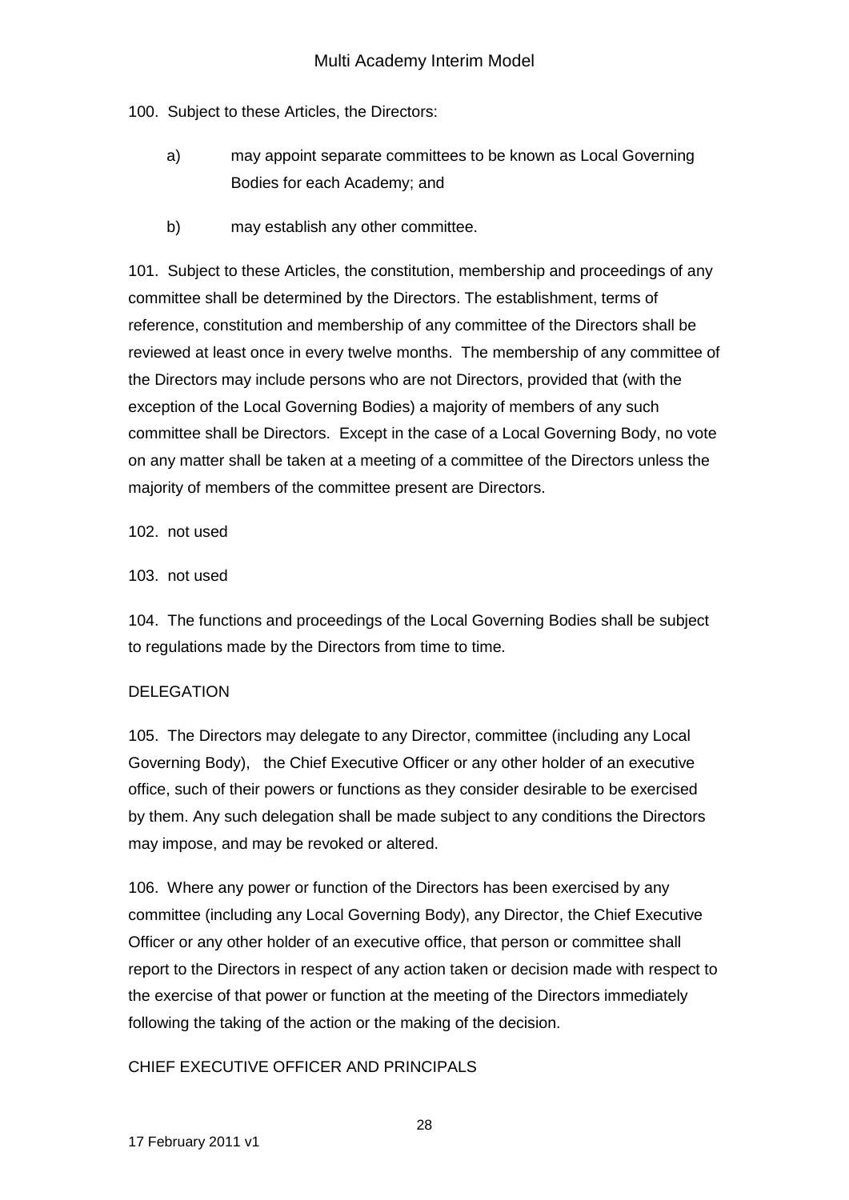100. Subject to these Articles, the Directors:

a) may appoint separate committees to be known as Local Governing Bodies for each Academy; and

b) may establish any other committee.

101. Subject to these Articles, the constitution, membership and proceedings of any committee shall be determined by the Directors. The establishment, terms of reference, constitution and membership of any committee of the Directors shall be reviewed at least once in every twelve months. The membership of any committee of the Directors may include persons who are not Directors, provided that (with the exception of the Local Governing Bodies) a majority of members of any such committee shall be Directors. Except in the case of a Local Governing Body, no vote on any matter shall be taken at a meeting of a committee of the Directors unless the majority of members of the committee present are Directors.

102. not used

103. not used

104. The functions and proceedings of the Local Governing Bodies shall be subject to regulations made by the Directors from time to time.

## DELEGATION

105. The Directors may delegate to any Director, committee (including any Local Governing Body), the Chief Executive Officer or any other holder of an executive office, such of their powers or functions as they consider desirable to be exercised by them. Any such delegation shall be made subject to any conditions the Directors may impose, and may be revoked or altered.

106. Where any power or function of the Directors has been exercised by any committee (including any Local Governing Body), any Director, the Chief Executive Officer or any other holder of an executive office, that person or committee shall report to the Directors in respect of any action taken or decision made with respect to the exercise of that power or function at the meeting of the Directors immediately following the taking of the action or the making of the decision.

## CHIEF EXECUTIVE OFFICER AND PRINCIPALS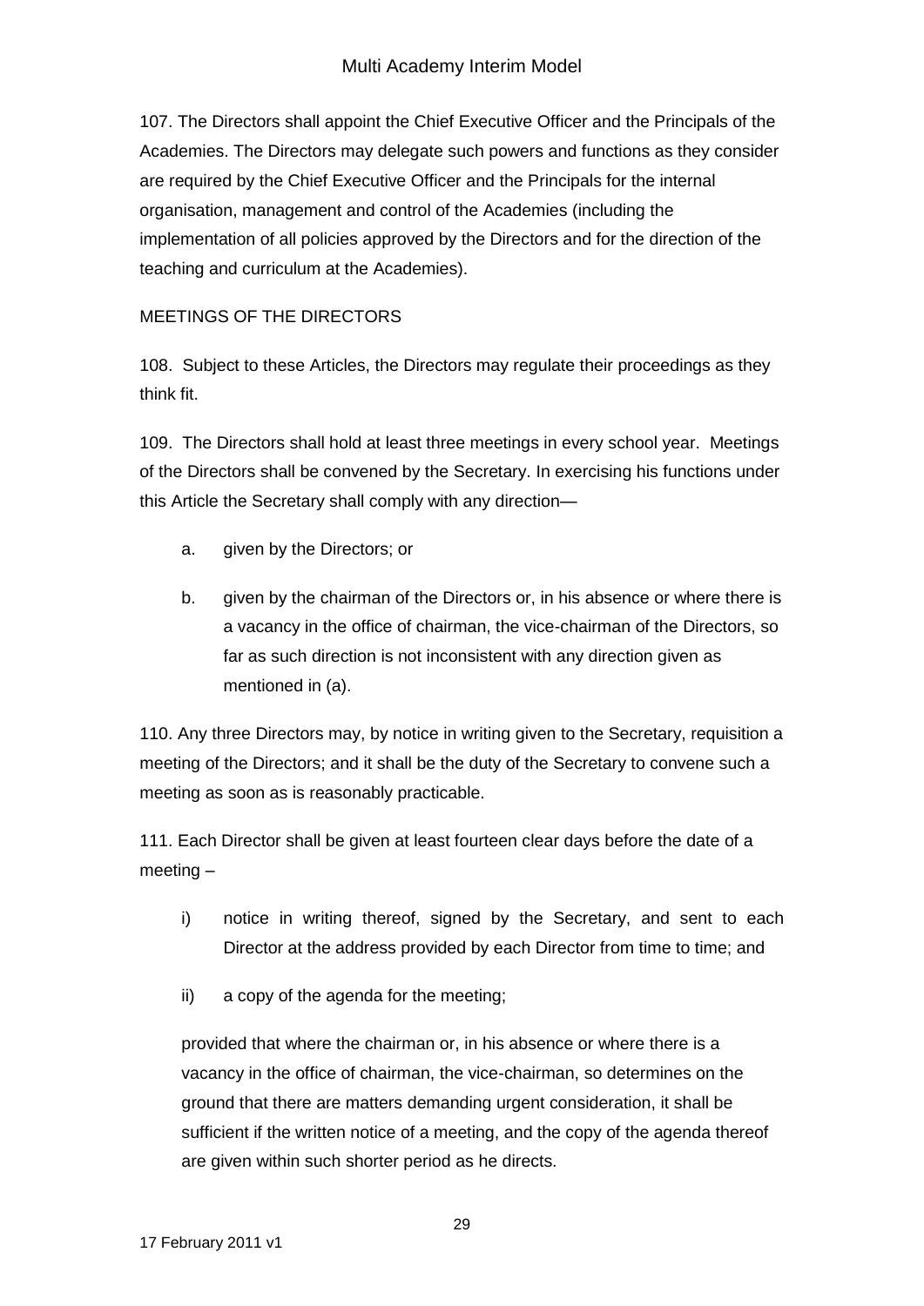107. The Directors shall appoint the Chief Executive Officer and the Principals of the Academies. The Directors may delegate such powers and functions as they consider are required by the Chief Executive Officer and the Principals for the internal organisation, management and control of the Academies (including the implementation of all policies approved by the Directors and for the direction of the teaching and curriculum at the Academies).

MEETINGS OF THE DIRECTORS

108. Subject to these Articles, the Directors may regulate their proceedings as they think fit.

109. The Directors shall hold at least three meetings in every school year. Meetings of the Directors shall be convened by the Secretary. In exercising his functions under this Article the Secretary shall comply with any direction—

a. given by the Directors; or

b. given by the chairman of the Directors or, in his absence or where there is a vacancy in the office of chairman, the vice-chairman of the Directors, so far as such direction is not inconsistent with any direction given as mentioned in (a).

110. Any three Directors may, by notice in writing given to the Secretary, requisition a meeting of the Directors; and it shall be the duty of the Secretary to convene such a meeting as soon as is reasonably practicable.

111. Each Director shall be given at least fourteen clear days before the date of a meeting –

i) notice in writing thereof, signed by the Secretary, and sent to each Director at the address provided by each Director from time to time; and

ii) a copy of the agenda for the meeting;

provided that where the chairman or, in his absence or where there is a vacancy in the office of chairman, the vice-chairman, so determines on the ground that there are matters demanding urgent consideration, it shall be sufficient if the written notice of a meeting, and the copy of the agenda thereof are given within such shorter period as he directs.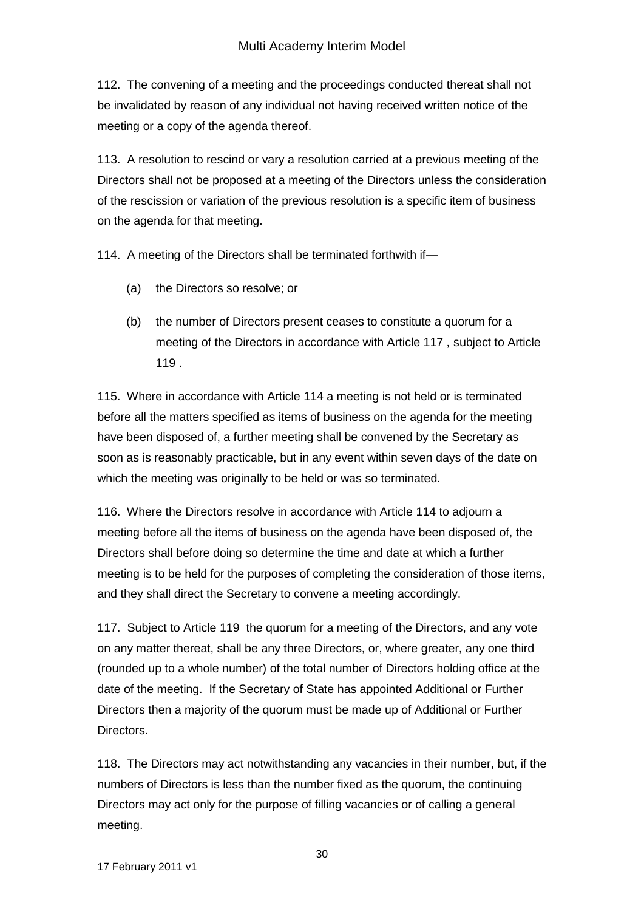112. The convening of a meeting and the proceedings conducted thereat shall not be invalidated by reason of any individual not having received written notice of the meeting or a copy of the agenda thereof.

113. A resolution to rescind or vary a resolution carried at a previous meeting of the Directors shall not be proposed at a meeting of the Directors unless the consideration of the rescission or variation of the previous resolution is a specific item of business on the agenda for that meeting.

114. A meeting of the Directors shall be terminated forthwith if—

(a) the Directors so resolve; or

(b) the number of Directors present ceases to constitute a quorum for a meeting of the Directors in accordance with Article 117 , subject to Article 119 .

115. Where in accordance with Article 114 a meeting is not held or is terminated before all the matters specified as items of business on the agenda for the meeting have been disposed of, a further meeting shall be convened by the Secretary as soon as is reasonably practicable, but in any event within seven days of the date on which the meeting was originally to be held or was so terminated.

116. Where the Directors resolve in accordance with Article 114 to adjourn a meeting before all the items of business on the agenda have been disposed of, the Directors shall before doing so determine the time and date at which a further meeting is to be held for the purposes of completing the consideration of those items, and they shall direct the Secretary to convene a meeting accordingly.

117. Subject to Article 119 the quorum for a meeting of the Directors, and any vote on any matter thereat, shall be any three Directors, or, where greater, any one third (rounded up to a whole number) of the total number of Directors holding office at the date of the meeting. If the Secretary of State has appointed Additional or Further Directors then a majority of the quorum must be made up of Additional or Further Directors.

118. The Directors may act notwithstanding any vacancies in their number, but, if the numbers of Directors is less than the number fixed as the quorum, the continuing Directors may act only for the purpose of filling vacancies or of calling a general meeting.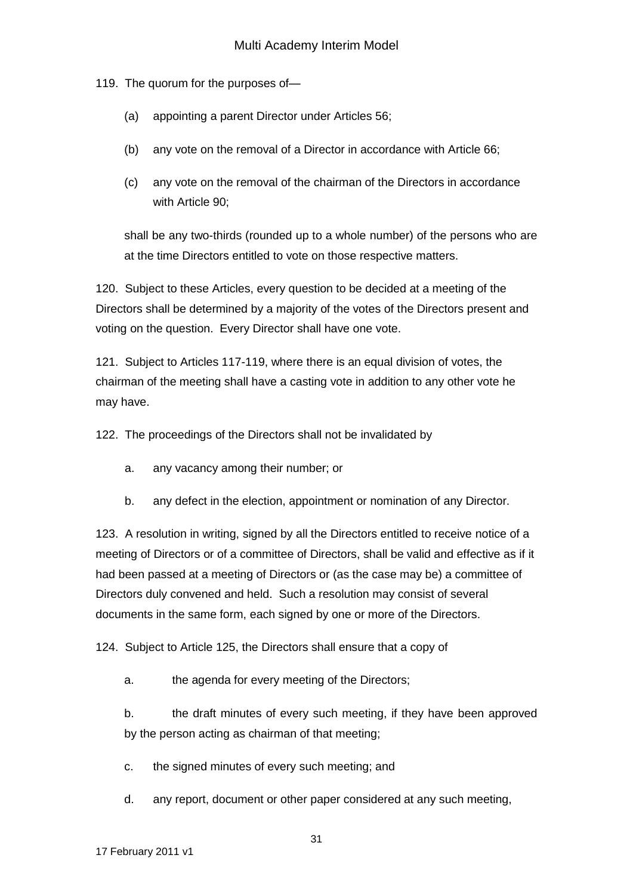119. The quorum for the purposes of—

(a) appointing a parent Director under Articles 56;

(b) any vote on the removal of a Director in accordance with Article 66;

(c) any vote on the removal of the chairman of the Directors in accordance with Article 90;

shall be any two-thirds (rounded up to a whole number) of the persons who are at the time Directors entitled to vote on those respective matters.

120. Subject to these Articles, every question to be decided at a meeting of the Directors shall be determined by a majority of the votes of the Directors present and voting on the question. Every Director shall have one vote.

121. Subject to Articles 117-119, where there is an equal division of votes, the chairman of the meeting shall have a casting vote in addition to any other vote he may have.

122. The proceedings of the Directors shall not be invalidated by

a. any vacancy among their number; or

b. any defect in the election, appointment or nomination of any Director.

123. A resolution in writing, signed by all the Directors entitled to receive notice of a meeting of Directors or of a committee of Directors, shall be valid and effective as if it had been passed at a meeting of Directors or (as the case may be) a committee of Directors duly convened and held. Such a resolution may consist of several documents in the same form, each signed by one or more of the Directors.

124. Subject to Article 125, the Directors shall ensure that a copy of

a. the agenda for every meeting of the Directors;

b. the draft minutes of every such meeting, if they have been approved by the person acting as chairman of that meeting;

c. the signed minutes of every such meeting; and

d. any report, document or other paper considered at any such meeting,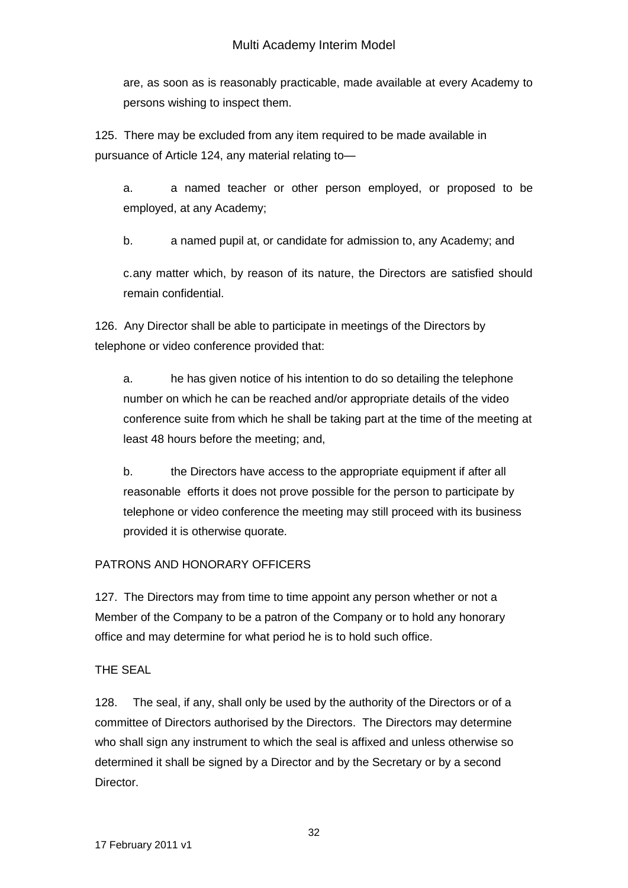are, as soon as is reasonably practicable, made available at every Academy to persons wishing to inspect them.

125. There may be excluded from any item required to be made available in pursuance of Article 124, any material relating to—

a. a named teacher or other person employed, or proposed to be employed, at any Academy;

b. a named pupil at, or candidate for admission to, any Academy; and

c. any matter which, by reason of its nature, the Directors are satisfied should remain confidential.

126. Any Director shall be able to participate in meetings of the Directors by telephone or video conference provided that:

a. he has given notice of his intention to do so detailing the telephone number on which he can be reached and/or appropriate details of the video conference suite from which he shall be taking part at the time of the meeting at least 48 hours before the meeting; and,

b. the Directors have access to the appropriate equipment if after all reasonable efforts it does not prove possible for the person to participate by telephone or video conference the meeting may still proceed with its business provided it is otherwise quorate.

PATRONS AND HONORARY OFFICERS

127. The Directors may from time to time appoint any person whether or not a Member of the Company to be a patron of the Company or to hold any honorary office and may determine for what period he is to hold such office.

THE SEAL

128. The seal, if any, shall only be used by the authority of the Directors or of a committee of Directors authorised by the Directors. The Directors may determine who shall sign any instrument to which the seal is affixed and unless otherwise so determined it shall be signed by a Director and by the Secretary or by a second Director.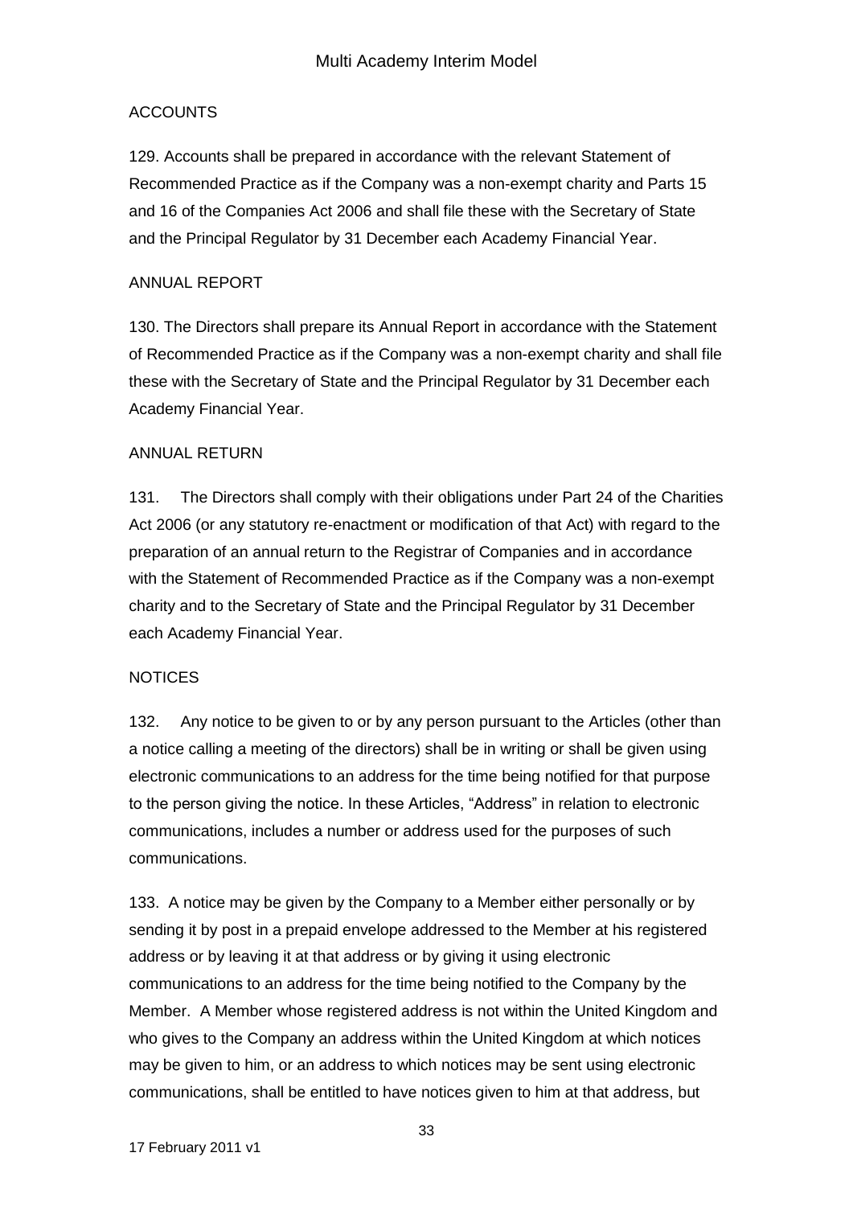ACCOUNTS

129. Accounts shall be prepared in accordance with the relevant Statement of Recommended Practice as if the Company was a non-exempt charity and Parts 15 and 16 of the Companies Act 2006 and shall file these with the Secretary of State and the Principal Regulator by 31 December each Academy Financial Year.

ANNUAL REPORT

130. The Directors shall prepare its Annual Report in accordance with the Statement of Recommended Practice as if the Company was a non-exempt charity and shall file these with the Secretary of State and the Principal Regulator by 31 December each Academy Financial Year.

ANNUAL RETURN

131. The Directors shall comply with their obligations under Part 24 of the Charities Act 2006 (or any statutory re-enactment or modification of that Act) with regard to the preparation of an annual return to the Registrar of Companies and in accordance with the Statement of Recommended Practice as if the Company was a non-exempt charity and to the Secretary of State and the Principal Regulator by 31 December each Academy Financial Year.

NOTICES

132. Any notice to be given to or by any person pursuant to the Articles (other than a notice calling a meeting of the directors) shall be in writing or shall be given using electronic communications to an address for the time being notified for that purpose to the person giving the notice. In these Articles, "Address" in relation to electronic communications, includes a number or address used for the purposes of such communications.

133. A notice may be given by the Company to a Member either personally or by sending it by post in a prepaid envelope addressed to the Member at his registered address or by leaving it at that address or by giving it using electronic communications to an address for the time being notified to the Company by the Member. A Member whose registered address is not within the United Kingdom and who gives to the Company an address within the United Kingdom at which notices may be given to him, or an address to which notices may be sent using electronic communications, shall be entitled to have notices given to him at that address, but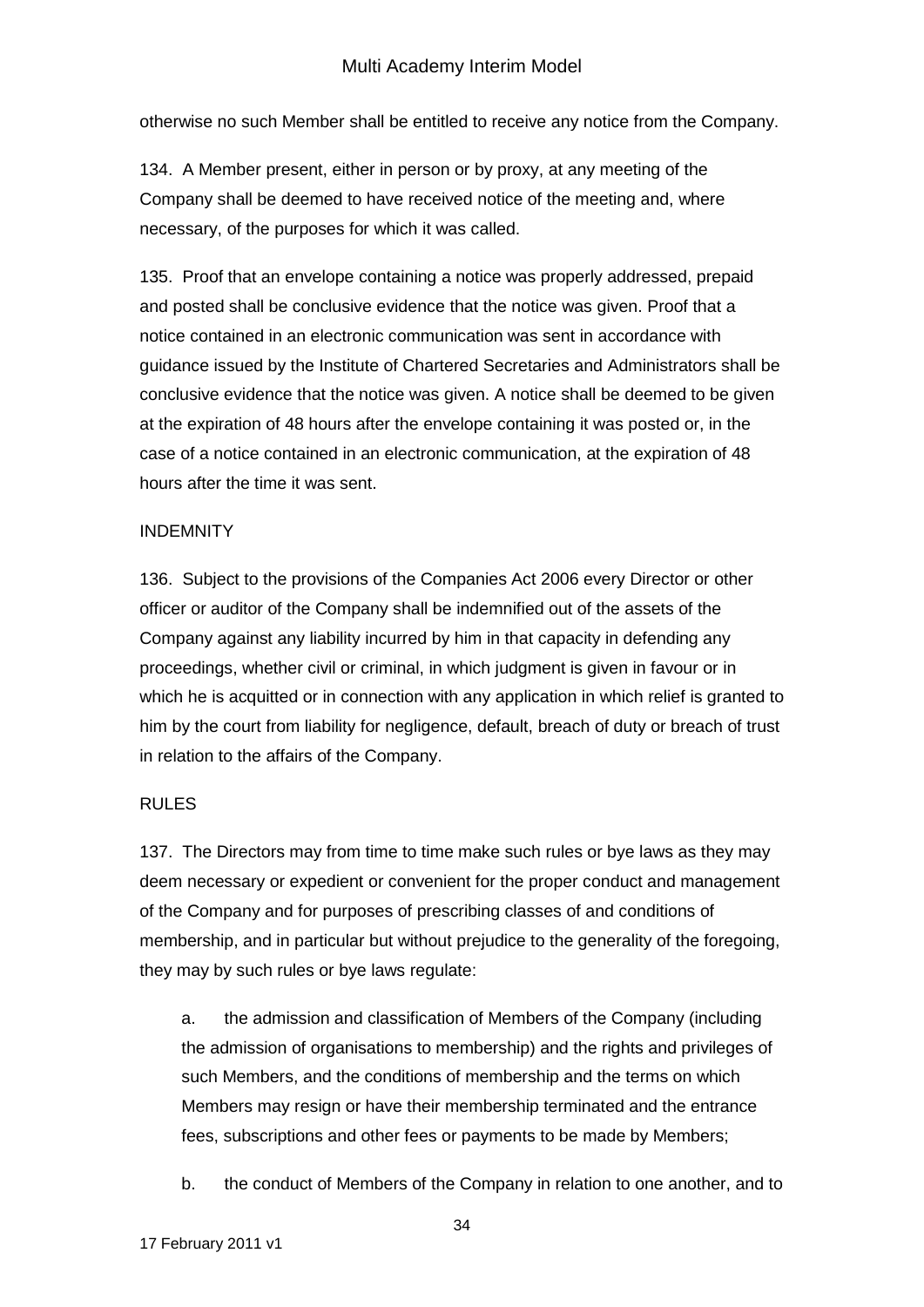otherwise no such Member shall be entitled to receive any notice from the Company.

134. A Member present, either in person or by proxy, at any meeting of the Company shall be deemed to have received notice of the meeting and, where necessary, of the purposes for which it was called.

135. Proof that an envelope containing a notice was properly addressed, prepaid and posted shall be conclusive evidence that the notice was given. Proof that a notice contained in an electronic communication was sent in accordance with guidance issued by the Institute of Chartered Secretaries and Administrators shall be conclusive evidence that the notice was given. A notice shall be deemed to be given at the expiration of 48 hours after the envelope containing it was posted or, in the case of a notice contained in an electronic communication, at the expiration of 48 hours after the time it was sent.

## INDEMNITY

136. Subject to the provisions of the Companies Act 2006 every Director or other officer or auditor of the Company shall be indemnified out of the assets of the Company against any liability incurred by him in that capacity in defending any proceedings, whether civil or criminal, in which judgment is given in favour or in which he is acquitted or in connection with any application in which relief is granted to him by the court from liability for negligence, default, breach of duty or breach of trust in relation to the affairs of the Company.

## RULES

137. The Directors may from time to time make such rules or bye laws as they may deem necessary or expedient or convenient for the proper conduct and management of the Company and for purposes of prescribing classes of and conditions of membership, and in particular but without prejudice to the generality of the foregoing, they may by such rules or bye laws regulate:

a. the admission and classification of Members of the Company (including the admission of organisations to membership) and the rights and privileges of such Members, and the conditions of membership and the terms on which Members may resign or have their membership terminated and the entrance fees, subscriptions and other fees or payments to be made by Members;

b. the conduct of Members of the Company in relation to one another, and to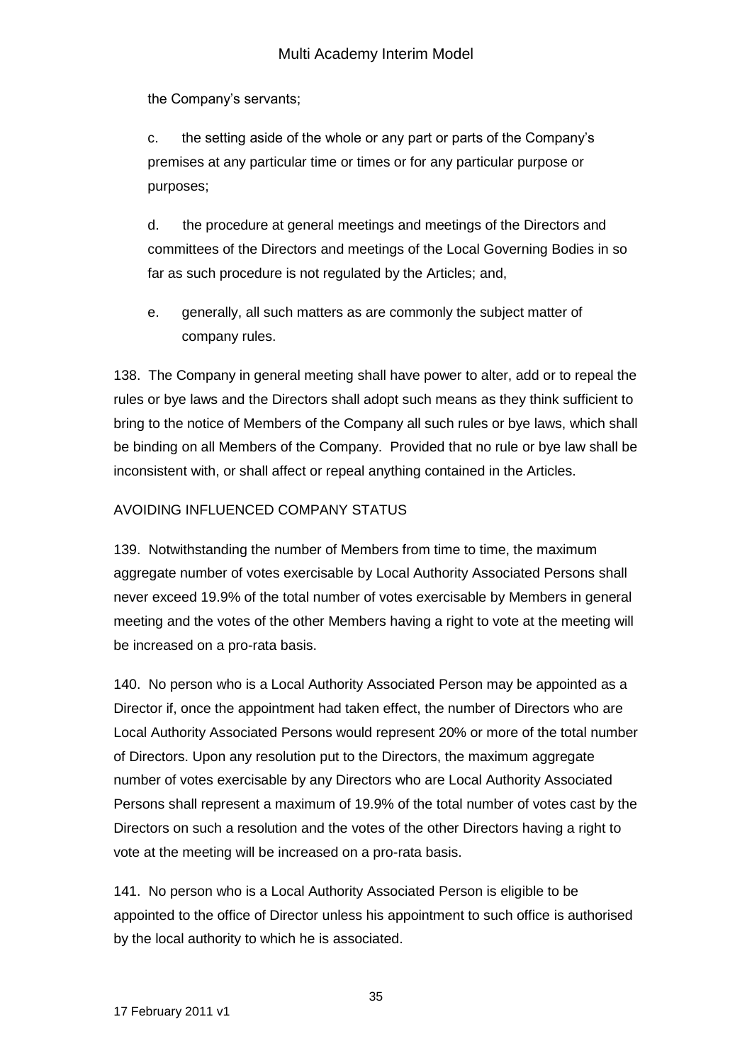the Company's servants;

c. the setting aside of the whole or any part or parts of the Company's premises at any particular time or times or for any particular purpose or purposes;

d. the procedure at general meetings and meetings of the Directors and committees of the Directors and meetings of the Local Governing Bodies in so far as such procedure is not regulated by the Articles; and,

e. generally, all such matters as are commonly the subject matter of company rules.

138. The Company in general meeting shall have power to alter, add or to repeal the rules or bye laws and the Directors shall adopt such means as they think sufficient to bring to the notice of Members of the Company all such rules or bye laws, which shall be binding on all Members of the Company. Provided that no rule or bye law shall be inconsistent with, or shall affect or repeal anything contained in the Articles.

AVOIDING INFLUENCED COMPANY STATUS

139. Notwithstanding the number of Members from time to time, the maximum aggregate number of votes exercisable by Local Authority Associated Persons shall never exceed 19.9% of the total number of votes exercisable by Members in general meeting and the votes of the other Members having a right to vote at the meeting will be increased on a pro-rata basis.

140. No person who is a Local Authority Associated Person may be appointed as a Director if, once the appointment had taken effect, the number of Directors who are Local Authority Associated Persons would represent 20% or more of the total number of Directors. Upon any resolution put to the Directors, the maximum aggregate number of votes exercisable by any Directors who are Local Authority Associated Persons shall represent a maximum of 19.9% of the total number of votes cast by the Directors on such a resolution and the votes of the other Directors having a right to vote at the meeting will be increased on a pro-rata basis.

141. No person who is a Local Authority Associated Person is eligible to be appointed to the office of Director unless his appointment to such office is authorised by the local authority to which he is associated.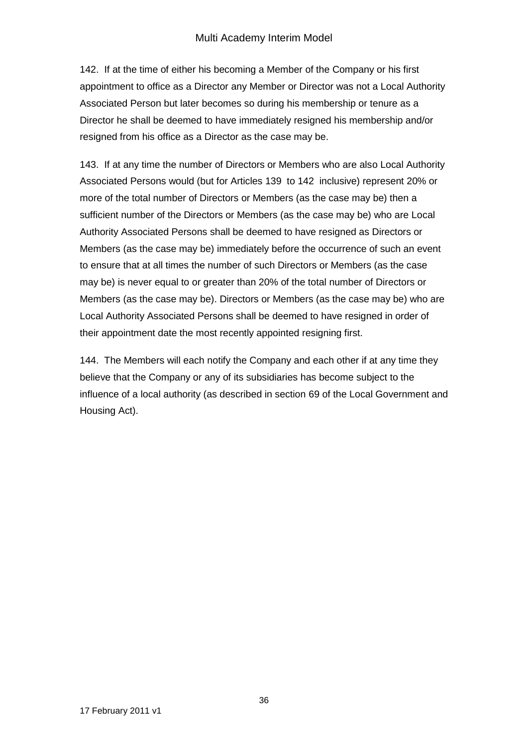142. If at the time of either his becoming a Member of the Company or his first appointment to office as a Director any Member or Director was not a Local Authority Associated Person but later becomes so during his membership or tenure as a Director he shall be deemed to have immediately resigned his membership and/or resigned from his office as a Director as the case may be.

143. If at any time the number of Directors or Members who are also Local Authority Associated Persons would (but for Articles 139 to 142 inclusive) represent 20% or more of the total number of Directors or Members (as the case may be) then a sufficient number of the Directors or Members (as the case may be) who are Local Authority Associated Persons shall be deemed to have resigned as Directors or Members (as the case may be) immediately before the occurrence of such an event to ensure that at all times the number of such Directors or Members (as the case may be) is never equal to or greater than 20% of the total number of Directors or Members (as the case may be). Directors or Members (as the case may be) who are Local Authority Associated Persons shall be deemed to have resigned in order of their appointment date the most recently appointed resigning first.

144. The Members will each notify the Company and each other if at any time they believe that the Company or any of its subsidiaries has become subject to the influence of a local authority (as described in section 69 of the Local Government and Housing Act).